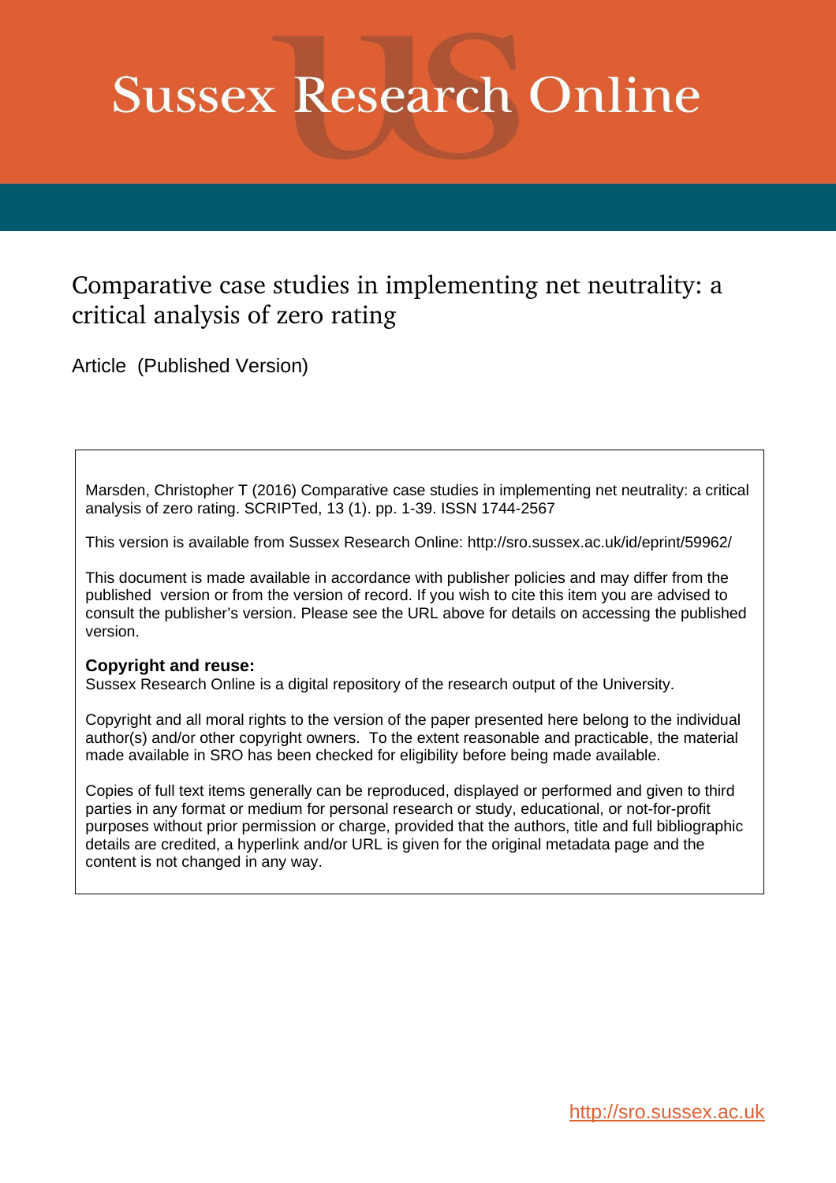# Sussex Research Online

## Comparative case studies in implementing net neutrality: a critical analysis of zero rating

Article (Published Version)

Marsden, Christopher T (2016) Comparative case studies in implementing net neutrality: a critical analysis of zero rating. SCRIPTed, 13 (1). pp. 1-39. ISSN 1744-2567

This version is available from Sussex Research Online: http://sro.sussex.ac.uk/id/eprint/59962/

This document is made available in accordance with publisher policies and may differ from the published version or from the version of record. If you wish to cite this item you are advised to consult the publisher's version. Please see the URL above for details on accessing the published version.

**Copyright and reuse:**
Sussex Research Online is a digital repository of the research output of the University.

Copyright and all moral rights to the version of the paper presented here belong to the individual author(s) and/or other copyright owners. To the extent reasonable and practicable, the material made available in SRO has been checked for eligibility before being made available.

Copies of full text items generally can be reproduced, displayed or performed and given to third parties in any format or medium for personal research or study, educational, or not-for-profit purposes without prior permission or charge, provided that the authors, title and full bibliographic details are credited, a hyperlink and/or URL is given for the original metadata page and the content is not changed in any way.

http://sro.sussex.ac.uk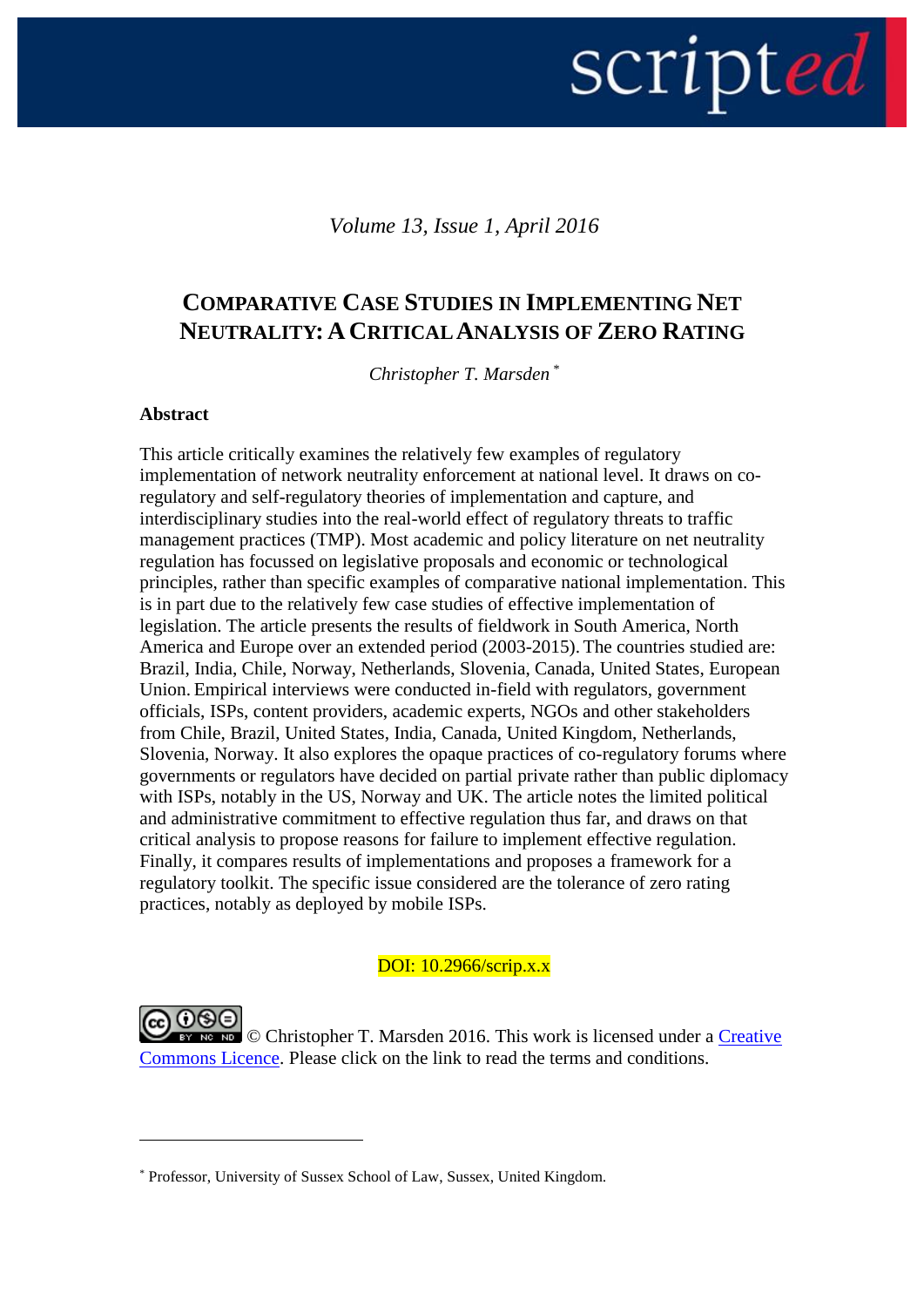*Volume 13, Issue 1, April 2016*

# COMPARATIVE CASE STUDIES IN IMPLEMENTING NET NEUTRALITY: A CRITICAL ANALYSIS OF ZERO RATING

*Christopher T. Marsden* [*]

**Abstract**

This article critically examines the relatively few examples of regulatory implementation of network neutrality enforcement at national level. It draws on co-regulatory and self-regulatory theories of implementation and capture, and interdisciplinary studies into the real-world effect of regulatory threats to traffic management practices (TMP). Most academic and policy literature on net neutrality regulation has focussed on legislative proposals and economic or technological principles, rather than specific examples of comparative national implementation. This is in part due to the relatively few case studies of effective implementation of legislation. The article presents the results of fieldwork in South America, North America and Europe over an extended period (2003-2015). The countries studied are: Brazil, India, Chile, Norway, Netherlands, Slovenia, Canada, United States, European Union. Empirical interviews were conducted in-field with regulators, government officials, ISPs, content providers, academic experts, NGOs and other stakeholders from Chile, Brazil, United States, India, Canada, United Kingdom, Netherlands, Slovenia, Norway. It also explores the opaque practices of co-regulatory forums where governments or regulators have decided on partial private rather than public diplomacy with ISPs, notably in the US, Norway and UK. The article notes the limited political and administrative commitment to effective regulation thus far, and draws on that critical analysis to propose reasons for failure to implement effective regulation. Finally, it compares results of implementations and proposes a framework for a regulatory toolkit. The specific issue considered are the tolerance of zero rating practices, notably as deployed by mobile ISPs.

DOI: 10.2966/scrip.x.x

© Christopher T. Marsden 2016. This work is licensed under a Creative Commons Licence. Please click on the link to read the terms and conditions.

---

[*] Professor, University of Sussex School of Law, Sussex, United Kingdom.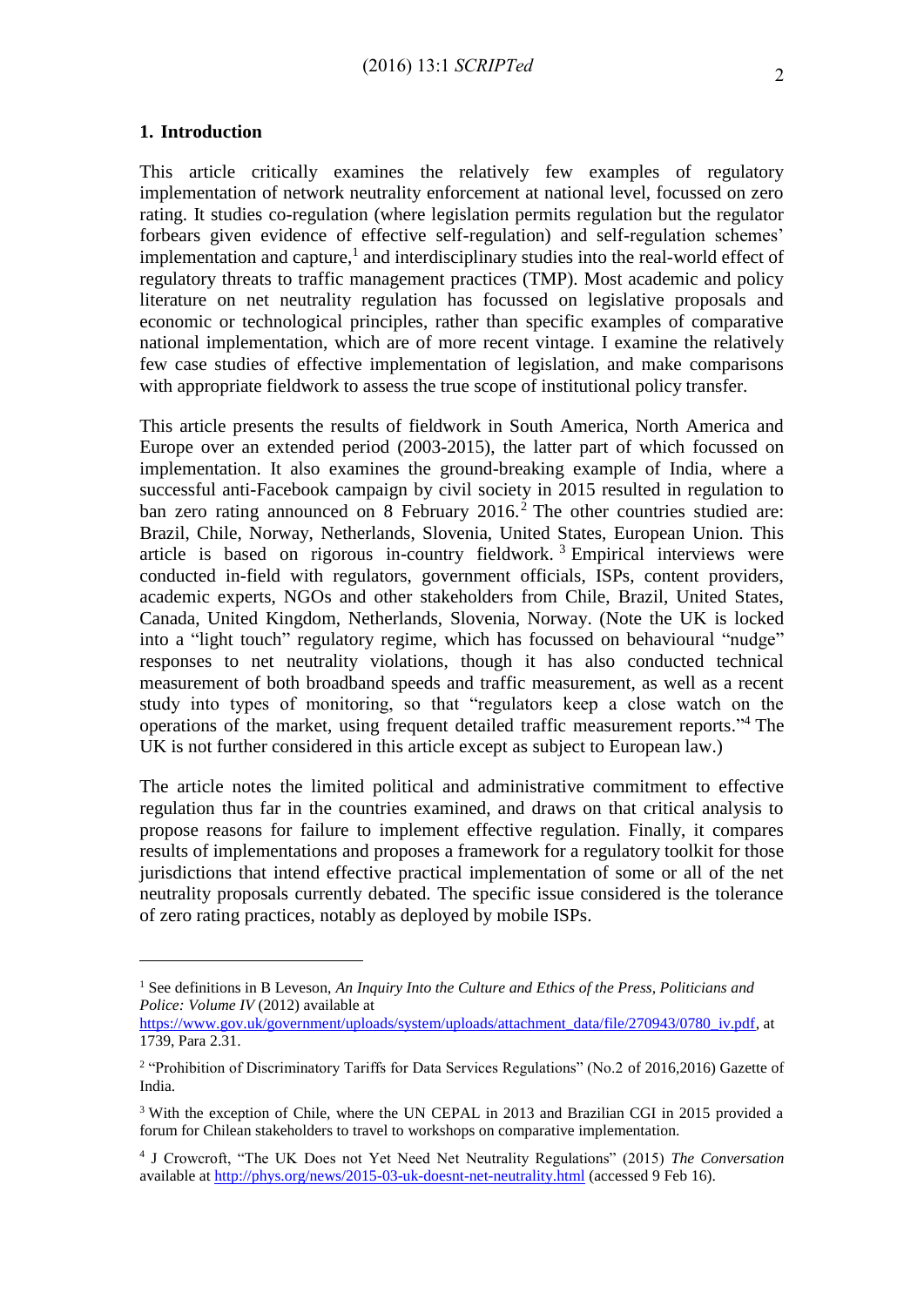## 1. Introduction

This article critically examines the relatively few examples of regulatory implementation of network neutrality enforcement at national level, focussed on zero rating. It studies co-regulation (where legislation permits regulation but the regulator forbears given evidence of effective self-regulation) and self-regulation schemes' implementation and capture,[1] and interdisciplinary studies into the real-world effect of regulatory threats to traffic management practices (TMP). Most academic and policy literature on net neutrality regulation has focussed on legislative proposals and economic or technological principles, rather than specific examples of comparative national implementation, which are of more recent vintage. I examine the relatively few case studies of effective implementation of legislation, and make comparisons with appropriate fieldwork to assess the true scope of institutional policy transfer.

This article presents the results of fieldwork in South America, North America and Europe over an extended period (2003-2015), the latter part of which focussed on implementation. It also examines the ground-breaking example of India, where a successful anti-Facebook campaign by civil society in 2015 resulted in regulation to ban zero rating announced on 8 February 2016.[2] The other countries studied are: Brazil, Chile, Norway, Netherlands, Slovenia, United States, European Union. This article is based on rigorous in-country fieldwork.[3] Empirical interviews were conducted in-field with regulators, government officials, ISPs, content providers, academic experts, NGOs and other stakeholders from Chile, Brazil, United States, Canada, United Kingdom, Netherlands, Slovenia, Norway. (Note the UK is locked into a "light touch" regulatory regime, which has focussed on behavioural "nudge" responses to net neutrality violations, though it has also conducted technical measurement of both broadband speeds and traffic measurement, as well as a recent study into types of monitoring, so that "regulators keep a close watch on the operations of the market, using frequent detailed traffic measurement reports."[4] The UK is not further considered in this article except as subject to European law.)

The article notes the limited political and administrative commitment to effective regulation thus far in the countries examined, and draws on that critical analysis to propose reasons for failure to implement effective regulation. Finally, it compares results of implementations and proposes a framework for a regulatory toolkit for those jurisdictions that intend effective practical implementation of some or all of the net neutrality proposals currently debated. The specific issue considered is the tolerance of zero rating practices, notably as deployed by mobile ISPs.

---

[1] See definitions in B Leveson, *An Inquiry Into the Culture and Ethics of the Press, Politicians and Police: Volume IV* (2012) available at https://www.gov.uk/government/uploads/system/uploads/attachment_data/file/270943/0780_iv.pdf, at 1739, Para 2.31.

[2] "Prohibition of Discriminatory Tariffs for Data Services Regulations" (No.2 of 2016,2016) Gazette of India.

[3] With the exception of Chile, where the UN CEPAL in 2013 and Brazilian CGI in 2015 provided a forum for Chilean stakeholders to travel to workshops on comparative implementation.

[4] J Crowcroft, "The UK Does not Yet Need Net Neutrality Regulations" (2015) *The Conversation* available at http://phys.org/news/2015-03-uk-doesnt-net-neutrality.html (accessed 9 Feb 16).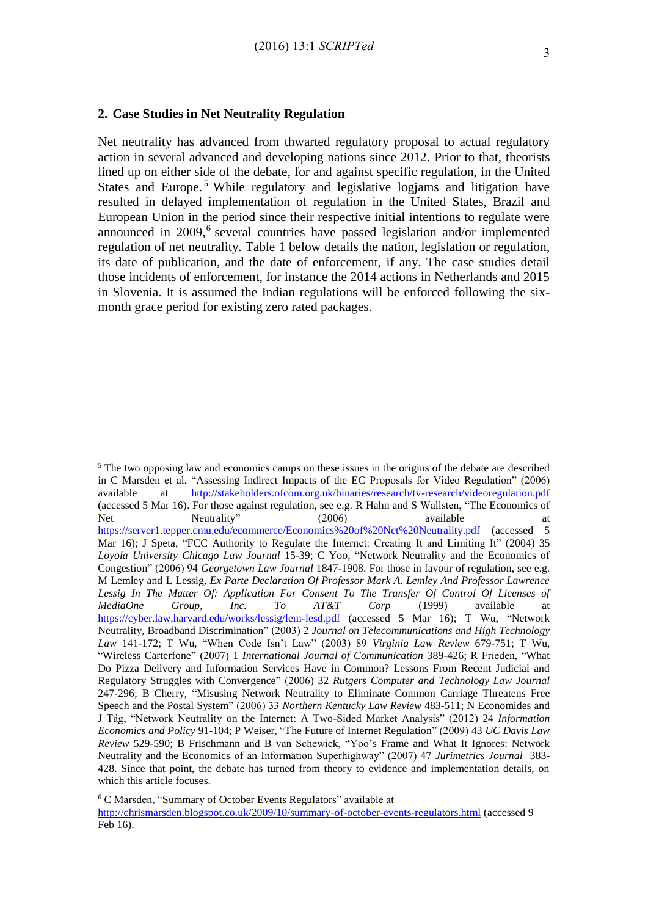## 2. Case Studies in Net Neutrality Regulation

Net neutrality has advanced from thwarted regulatory proposal to actual regulatory action in several advanced and developing nations since 2012. Prior to that, theorists lined up on either side of the debate, for and against specific regulation, in the United States and Europe.[5] While regulatory and legislative logjams and litigation have resulted in delayed implementation of regulation in the United States, Brazil and European Union in the period since their respective initial intentions to regulate were announced in 2009,[6] several countries have passed legislation and/or implemented regulation of net neutrality. Table 1 below details the nation, legislation or regulation, its date of publication, and the date of enforcement, if any. The case studies detail those incidents of enforcement, for instance the 2014 actions in Netherlands and 2015 in Slovenia. It is assumed the Indian regulations will be enforced following the six-month grace period for existing zero rated packages.

---

[5] The two opposing law and economics camps on these issues in the origins of the debate are described in C Marsden et al, "Assessing Indirect Impacts of the EC Proposals for Video Regulation" (2006) available at http://stakeholders.ofcom.org.uk/binaries/research/tv-research/videoregulation.pdf (accessed 5 Mar 16). For those against regulation, see e.g. R Hahn and S Wallsten, "The Economics of Net Neutrality" (2006) available at https://server1.tepper.cmu.edu/ecommerce/Economics%20of%20Net%20Neutrality.pdf (accessed 5 Mar 16); J Speta, "FCC Authority to Regulate the Internet: Creating It and Limiting It" (2004) 35 *Loyola University Chicago Law Journal* 15-39; C Yoo, "Network Neutrality and the Economics of Congestion" (2006) 94 *Georgetown Law Journal* 1847-1908. For those in favour of regulation, see e.g. M Lemley and L Lessig, *Ex Parte Declaration Of Professor Mark A. Lemley And Professor Lawrence Lessig In The Matter Of: Application For Consent To The Transfer Of Control Of Licenses of MediaOne Group, Inc. To AT&T Corp* (1999) available at https://cyber.law.harvard.edu/works/lessig/lem-lesd.pdf (accessed 5 Mar 16); T Wu, "Network Neutrality, Broadband Discrimination" (2003) 2 *Journal on Telecommunications and High Technology Law* 141-172; T Wu, "When Code Isn't Law" (2003) 89 *Virginia Law Review* 679-751; T Wu, "Wireless Carterfone" (2007) 1 *International Journal of Communication* 389-426; R Frieden, "What Do Pizza Delivery and Information Services Have in Common? Lessons From Recent Judicial and Regulatory Struggles with Convergence" (2006) 32 *Rutgers Computer and Technology Law Journal* 247-296; B Cherry, "Misusing Network Neutrality to Eliminate Common Carriage Threatens Free Speech and the Postal System" (2006) 33 *Northern Kentucky Law Review* 483-511; N Economides and J Tåg, "Network Neutrality on the Internet: A Two-Sided Market Analysis" (2012) 24 *Information Economics and Policy* 91-104; P Weiser, "The Future of Internet Regulation" (2009) 43 *UC Davis Law Review* 529-590; B Frischmann and B van Schewick, "Yoo's Frame and What It Ignores: Network Neutrality and the Economics of an Information Superhighway" (2007) 47 *Jurimetrics Journal* 383-428. Since that point, the debate has turned from theory to evidence and implementation details, on which this article focuses.

[6] C Marsden, "Summary of October Events Regulators" available at http://chrismarsden.blogspot.co.uk/2009/10/summary-of-october-events-regulators.html (accessed 9 Feb 16).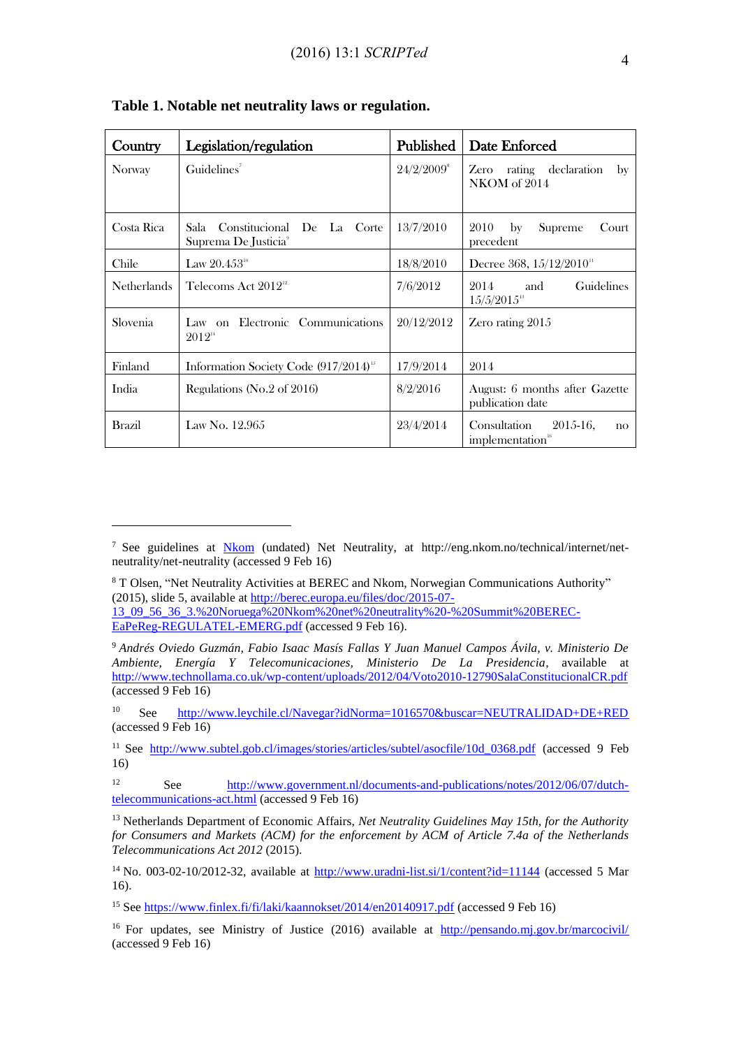**Table 1. Notable net neutrality laws or regulation.**

| Country | Legislation/regulation | Published | Date Enforced |
|---|---|---|---|
| Norway | Guidelines[7] | 24/2/2009[8] | Zero rating declaration by NKOM of 2014 |
| Costa Rica | Sala Constitucional De La Corte Suprema De Justicia[9] | 13/7/2010 | 2010 by Supreme Court precedent |
| Chile | Law 20.453[10] | 18/8/2010 | Decree 368, 15/12/2010[11] |
| Netherlands | Telecoms Act 2012[12] | 7/6/2012 | 2014 and Guidelines 15/5/2015[13] |
| Slovenia | Law on Electronic Communications 2012[14] | 20/12/2012 | Zero rating 2015 |
| Finland | Information Society Code (917/2014)[15] | 17/9/2014 | 2014 |
| India | Regulations (No.2 of 2016) | 8/2/2016 | August: 6 months after Gazette publication date |
| Brazil | Law No. 12.965 | 23/4/2014 | Consultation 2015-16, no implementation[16] |

---

[7] See guidelines at Nkom (undated) Net Neutrality, at http://eng.nkom.no/technical/internet/net-neutrality/net-neutrality (accessed 9 Feb 16)

[8] T Olsen, "Net Neutrality Activities at BEREC and Nkom, Norwegian Communications Authority" (2015), slide 5, available at http://berec.europa.eu/files/doc/2015-07-13_09_56_36_3.%20Noruega%20Nkom%20net%20neutrality%20-%20Summit%20BEREC-EaPeReg-REGULATEL-EMERG.pdf (accessed 9 Feb 16).

[9] *Andrés Oviedo Guzmán, Fabio Isaac Masís Fallas Y Juan Manuel Campos Ávila, v. Ministerio De Ambiente, Energía Y Telecomunicaciones, Ministerio De La Presidencia*, available at http://www.technollama.co.uk/wp-content/uploads/2012/04/Voto2010-12790SalaConstitucionalCR.pdf (accessed 9 Feb 16)

[10] See http://www.leychile.cl/Navegar?idNorma=1016570&buscar=NEUTRALIDAD+DE+RED (accessed 9 Feb 16)

[11] See http://www.subtel.gob.cl/images/stories/articles/subtel/asocfile/10d_0368.pdf (accessed 9 Feb 16)

[12] See http://www.government.nl/documents-and-publications/notes/2012/06/07/dutch-telecommunications-act.html (accessed 9 Feb 16)

[13] Netherlands Department of Economic Affairs, *Net Neutrality Guidelines May 15th, for the Authority for Consumers and Markets (ACM) for the enforcement by ACM of Article 7.4a of the Netherlands Telecommunications Act 2012* (2015).

[14] No. 003-02-10/2012-32, available at http://www.uradni-list.si/1/content?id=11144 (accessed 5 Mar 16).

[15] See https://www.finlex.fi/fi/laki/kaannokset/2014/en20140917.pdf (accessed 9 Feb 16)

[16] For updates, see Ministry of Justice (2016) available at http://pensando.mj.gov.br/marcocivil/ (accessed 9 Feb 16)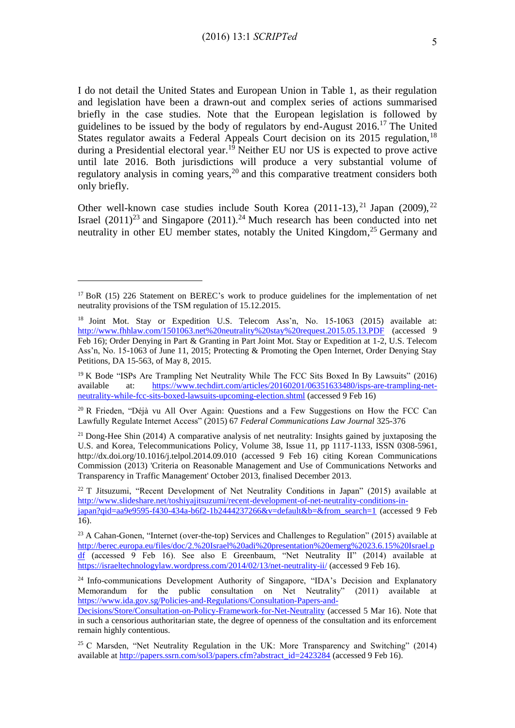I do not detail the United States and European Union in Table 1, as their regulation and legislation have been a drawn-out and complex series of actions summarised briefly in the case studies. Note that the European legislation is followed by guidelines to be issued by the body of regulators by end-August 2016.[17] The United States regulator awaits a Federal Appeals Court decision on its 2015 regulation,[18] during a Presidential electoral year.[19] Neither EU nor US is expected to prove active until late 2016. Both jurisdictions will produce a very substantial volume of regulatory analysis in coming years,[20] and this comparative treatment considers both only briefly.

Other well-known case studies include South Korea (2011-13),[21] Japan (2009),[22] Israel (2011)[23] and Singapore (2011).[24] Much research has been conducted into net neutrality in other EU member states, notably the United Kingdom,[25] Germany and

---

[17] BoR (15) 226 Statement on BEREC's work to produce guidelines for the implementation of net neutrality provisions of the TSM regulation of 15.12.2015.

[18] Joint Mot. Stay or Expedition U.S. Telecom Ass'n, No. 15-1063 (2015) available at: http://www.fhhlaw.com/1501063.net%20neutrality%20stay%20request.2015.05.13.PDF (accessed 9 Feb 16); Order Denying in Part & Granting in Part Joint Mot. Stay or Expedition at 1-2, U.S. Telecom Ass'n, No. 15-1063 of June 11, 2015; Protecting & Promoting the Open Internet, Order Denying Stay Petitions, DA 15-563, of May 8, 2015.

[19] K Bode "ISPs Are Trampling Net Neutrality While The FCC Sits Boxed In By Lawsuits" (2016) available at: https://www.techdirt.com/articles/20160201/06351633480/isps-are-trampling-net-neutrality-while-fcc-sits-boxed-lawsuits-upcoming-election.shtml (accessed 9 Feb 16)

[20] R Frieden, "Déjà vu All Over Again: Questions and a Few Suggestions on How the FCC Can Lawfully Regulate Internet Access" (2015) 67 *Federal Communications Law Journal* 325-376

[21] Dong-Hee Shin (2014) A comparative analysis of net neutrality: Insights gained by juxtaposing the U.S. and Korea, Telecommunications Policy, Volume 38, Issue 11, pp 1117-1133, ISSN 0308-5961, http://dx.doi.org/10.1016/j.telpol.2014.09.010 (accessed 9 Feb 16) citing Korean Communications Commission (2013) 'Criteria on Reasonable Management and Use of Communications Networks and Transparency in Traffic Management' October 2013, finalised December 2013.

[22] T Jitsuzumi, "Recent Development of Net Neutrality Conditions in Japan" (2015) available at http://www.slideshare.net/toshiyajitsuzumi/recent-development-of-net-neutrality-conditions-in-japan?qid=aa9e9595-f430-434a-b6f2-1b2444237266&v=default&b=&from_search=1 (accessed 9 Feb 16).

[23] A Cahan-Gonen, "Internet (over-the-top) Services and Challenges to Regulation" (2015) available at http://berec.europa.eu/files/doc/2.%20Israel%20adi%20presentation%20emerg%2023.6.15%20Israel.pdf (accessed 9 Feb 16). See also E Greenbaum, "Net Neutrality II" (2014) available at https://israeltechnologylaw.wordpress.com/2014/02/13/net-neutrality-ii/ (accessed 9 Feb 16).

[24] Info-communications Development Authority of Singapore, "IDA's Decision and Explanatory Memorandum for the public consultation on Net Neutrality" (2011) available at https://www.ida.gov.sg/Policies-and-Regulations/Consultation-Papers-and-Decisions/Store/Consultation-on-Policy-Framework-for-Net-Neutrality (accessed 5 Mar 16). Note that in such a censorious authoritarian state, the degree of openness of the consultation and its enforcement remain highly contentious.

[25] C Marsden, "Net Neutrality Regulation in the UK: More Transparency and Switching" (2014) available at http://papers.ssrn.com/sol3/papers.cfm?abstract_id=2423284 (accessed 9 Feb 16).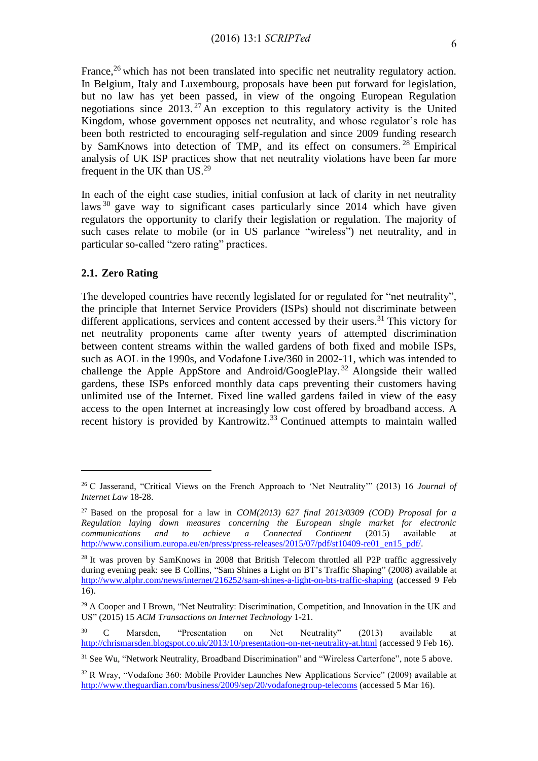France,[26] which has not been translated into specific net neutrality regulatory action. In Belgium, Italy and Luxembourg, proposals have been put forward for legislation, but no law has yet been passed, in view of the ongoing European Regulation negotiations since 2013.[27] An exception to this regulatory activity is the United Kingdom, whose government opposes net neutrality, and whose regulator's role has been both restricted to encouraging self-regulation and since 2009 funding research by SamKnows into detection of TMP, and its effect on consumers.[28] Empirical analysis of UK ISP practices show that net neutrality violations have been far more frequent in the UK than US.[29]

In each of the eight case studies, initial confusion at lack of clarity in net neutrality laws[30] gave way to significant cases particularly since 2014 which have given regulators the opportunity to clarify their legislation or regulation. The majority of such cases relate to mobile (or in US parlance "wireless") net neutrality, and in particular so-called "zero rating" practices.

## 2.1. Zero Rating

The developed countries have recently legislated for or regulated for "net neutrality", the principle that Internet Service Providers (ISPs) should not discriminate between different applications, services and content accessed by their users.[31] This victory for net neutrality proponents came after twenty years of attempted discrimination between content streams within the walled gardens of both fixed and mobile ISPs, such as AOL in the 1990s, and Vodafone Live/360 in 2002-11, which was intended to challenge the Apple AppStore and Android/GooglePlay.[32] Alongside their walled gardens, these ISPs enforced monthly data caps preventing their customers having unlimited use of the Internet. Fixed line walled gardens failed in view of the easy access to the open Internet at increasingly low cost offered by broadband access. A recent history is provided by Kantrowitz.[33] Continued attempts to maintain walled

---

[26] C Jasserand, "Critical Views on the French Approach to 'Net Neutrality'" (2013) 16 *Journal of Internet Law* 18-28.

[27] Based on the proposal for a law in *COM(2013) 627 final 2013/0309 (COD) Proposal for a Regulation laying down measures concerning the European single market for electronic communications and to achieve a Connected Content* (2015) available at http://www.consilium.europa.eu/en/press/press-releases/2015/07/pdf/st10409-re01_en15_pdf/.

[28] It was proven by SamKnows in 2008 that British Telecom throttled all P2P traffic aggressively during evening peak: see B Collins, "Sam Shines a Light on BT's Traffic Shaping" (2008) available at http://www.alphr.com/news/internet/216252/sam-shines-a-light-on-bts-traffic-shaping (accessed 9 Feb 16).

[29] A Cooper and I Brown, "Net Neutrality: Discrimination, Competition, and Innovation in the UK and US" (2015) 15 *ACM Transactions on Internet Technology* 1-21.

[30] C Marsden, "Presentation on Net Neutrality" (2013) available at http://chrismarsden.blogspot.co.uk/2013/10/presentation-on-net-neutrality-at.html (accessed 9 Feb 16).

[31] See Wu, "Network Neutrality, Broadband Discrimination" and "Wireless Carterfone", note 5 above.

[32] R Wray, "Vodafone 360: Mobile Provider Launches New Applications Service" (2009) available at http://www.theguardian.com/business/2009/sep/20/vodafonegroup-telecoms (accessed 5 Mar 16).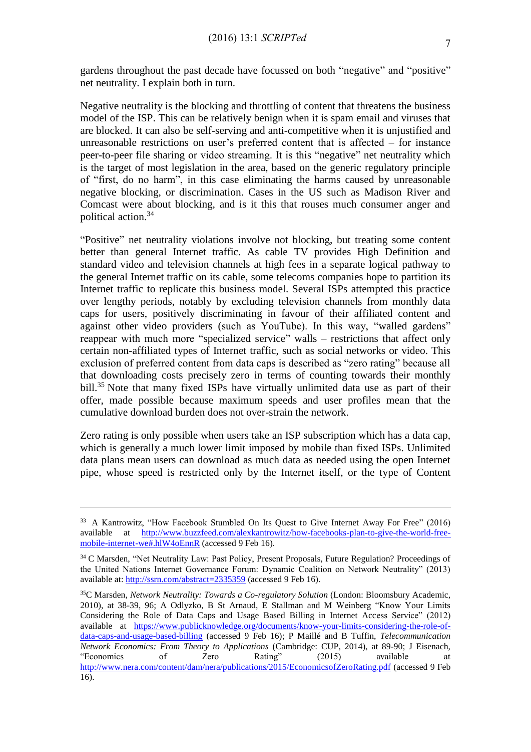gardens throughout the past decade have focussed on both "negative" and "positive" net neutrality. I explain both in turn.

Negative neutrality is the blocking and throttling of content that threatens the business model of the ISP. This can be relatively benign when it is spam email and viruses that are blocked. It can also be self-serving and anti-competitive when it is unjustified and unreasonable restrictions on user's preferred content that is affected – for instance peer-to-peer file sharing or video streaming. It is this "negative" net neutrality which is the target of most legislation in the area, based on the generic regulatory principle of "first, do no harm", in this case eliminating the harms caused by unreasonable negative blocking, or discrimination. Cases in the US such as Madison River and Comcast were about blocking, and is it this that rouses much consumer anger and political action.[34]

"Positive" net neutrality violations involve not blocking, but treating some content better than general Internet traffic. As cable TV provides High Definition and standard video and television channels at high fees in a separate logical pathway to the general Internet traffic on its cable, some telecoms companies hope to partition its Internet traffic to replicate this business model. Several ISPs attempted this practice over lengthy periods, notably by excluding television channels from monthly data caps for users, positively discriminating in favour of their affiliated content and against other video providers (such as YouTube). In this way, "walled gardens" reappear with much more "specialized service" walls – restrictions that affect only certain non-affiliated types of Internet traffic, such as social networks or video. This exclusion of preferred content from data caps is described as "zero rating" because all that downloading costs precisely zero in terms of counting towards their monthly bill.[35] Note that many fixed ISPs have virtually unlimited data use as part of their offer, made possible because maximum speeds and user profiles mean that the cumulative download burden does not over-strain the network.

Zero rating is only possible when users take an ISP subscription which has a data cap, which is generally a much lower limit imposed by mobile than fixed ISPs. Unlimited data plans mean users can download as much data as needed using the open Internet pipe, whose speed is restricted only by the Internet itself, or the type of Content

---

[33] A Kantrowitz, "How Facebook Stumbled On Its Quest to Give Internet Away For Free" (2016) available at http://www.buzzfeed.com/alexkantrowitz/how-facebooks-plan-to-give-the-world-free-mobile-internet-we#.hlW4oEnnR (accessed 9 Feb 16).

[34] C Marsden, "Net Neutrality Law: Past Policy, Present Proposals, Future Regulation? Proceedings of the United Nations Internet Governance Forum: Dynamic Coalition on Network Neutrality" (2013) available at: http://ssrn.com/abstract=2335359 (accessed 9 Feb 16).

[35] C Marsden, *Network Neutrality: Towards a Co-regulatory Solution* (London: Bloomsbury Academic, 2010), at 38-39, 96; A Odlyzko, B St Arnaud, E Stallman and M Weinberg "Know Your Limits Considering the Role of Data Caps and Usage Based Billing in Internet Access Service" (2012) available at https://www.publicknowledge.org/documents/know-your-limits-considering-the-role-of-data-caps-and-usage-based-billing (accessed 9 Feb 16); P Maillé and B Tuffin, *Telecommunication Network Economics: From Theory to Applications* (Cambridge: CUP, 2014), at 89-90; J Eisenach, "Economics of Zero Rating" (2015) available at http://www.nera.com/content/dam/nera/publications/2015/EconomicsofZeroRating.pdf (accessed 9 Feb 16).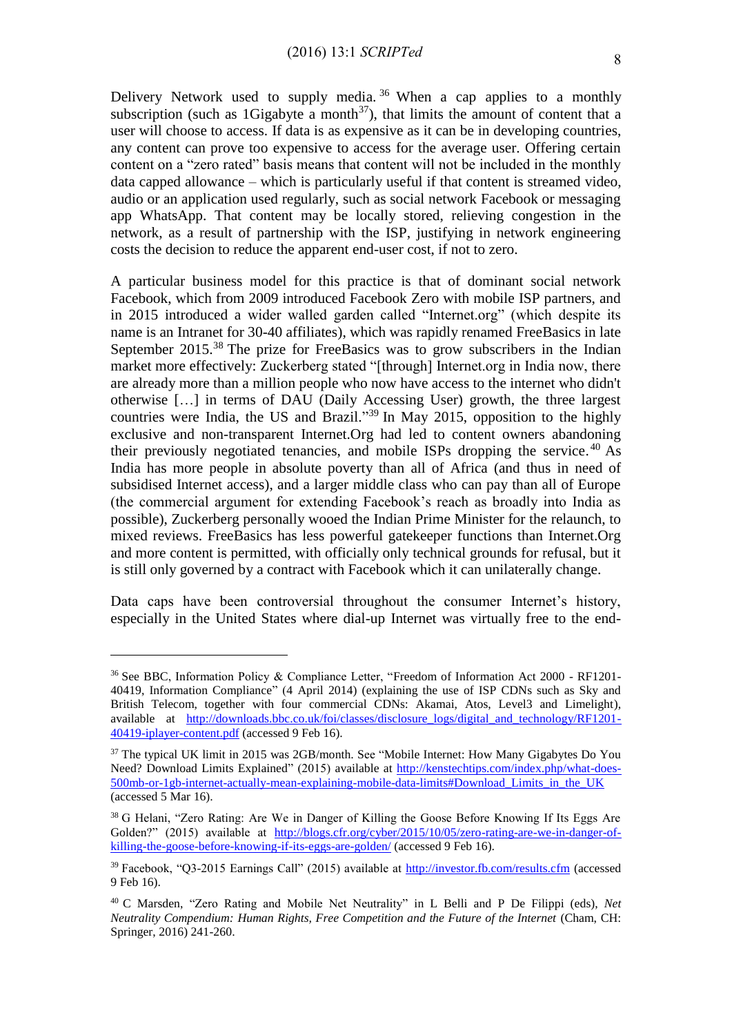Delivery Network used to supply media.[36] When a cap applies to a monthly subscription (such as 1Gigabyte a month[37]), that limits the amount of content that a user will choose to access. If data is as expensive as it can be in developing countries, any content can prove too expensive to access for the average user. Offering certain content on a "zero rated" basis means that content will not be included in the monthly data capped allowance – which is particularly useful if that content is streamed video, audio or an application used regularly, such as social network Facebook or messaging app WhatsApp. That content may be locally stored, relieving congestion in the network, as a result of partnership with the ISP, justifying in network engineering costs the decision to reduce the apparent end-user cost, if not to zero.

A particular business model for this practice is that of dominant social network Facebook, which from 2009 introduced Facebook Zero with mobile ISP partners, and in 2015 introduced a wider walled garden called "Internet.org" (which despite its name is an Intranet for 30-40 affiliates), which was rapidly renamed FreeBasics in late September 2015.[38] The prize for FreeBasics was to grow subscribers in the Indian market more effectively: Zuckerberg stated "[through] Internet.org in India now, there are already more than a million people who now have access to the internet who didn't otherwise […] in terms of DAU (Daily Accessing User) growth, the three largest countries were India, the US and Brazil."[39] In May 2015, opposition to the highly exclusive and non-transparent Internet.Org had led to content owners abandoning their previously negotiated tenancies, and mobile ISPs dropping the service.[40] As India has more people in absolute poverty than all of Africa (and thus in need of subsidised Internet access), and a larger middle class who can pay than all of Europe (the commercial argument for extending Facebook's reach as broadly into India as possible), Zuckerberg personally wooed the Indian Prime Minister for the relaunch, to mixed reviews. FreeBasics has less powerful gatekeeper functions than Internet.Org and more content is permitted, with officially only technical grounds for refusal, but it is still only governed by a contract with Facebook which it can unilaterally change.

Data caps have been controversial throughout the consumer Internet's history, especially in the United States where dial-up Internet was virtually free to the end-

---

[36] See BBC, Information Policy & Compliance Letter, "Freedom of Information Act 2000 - RF1201-40419, Information Compliance" (4 April 2014) (explaining the use of ISP CDNs such as Sky and British Telecom, together with four commercial CDNs: Akamai, Atos, Level3 and Limelight), available at http://downloads.bbc.co.uk/foi/classes/disclosure_logs/digital_and_technology/RF1201-40419-iplayer-content.pdf (accessed 9 Feb 16).

[37] The typical UK limit in 2015 was 2GB/month. See "Mobile Internet: How Many Gigabytes Do You Need? Download Limits Explained" (2015) available at http://kenstechtips.com/index.php/what-does-500mb-or-1gb-internet-actually-mean-explaining-mobile-data-limits#Download_Limits_in_the_UK (accessed 5 Mar 16).

[38] G Helani, "Zero Rating: Are We in Danger of Killing the Goose Before Knowing If Its Eggs Are Golden?" (2015) available at http://blogs.cfr.org/cyber/2015/10/05/zero-rating-are-we-in-danger-of-killing-the-goose-before-knowing-if-its-eggs-are-golden/ (accessed 9 Feb 16).

[39] Facebook, "Q3-2015 Earnings Call" (2015) available at http://investor.fb.com/results.cfm (accessed 9 Feb 16).

[40] C Marsden, "Zero Rating and Mobile Net Neutrality" in L Belli and P De Filippi (eds), *Net Neutrality Compendium: Human Rights, Free Competition and the Future of the Internet* (Cham, CH: Springer, 2016) 241-260.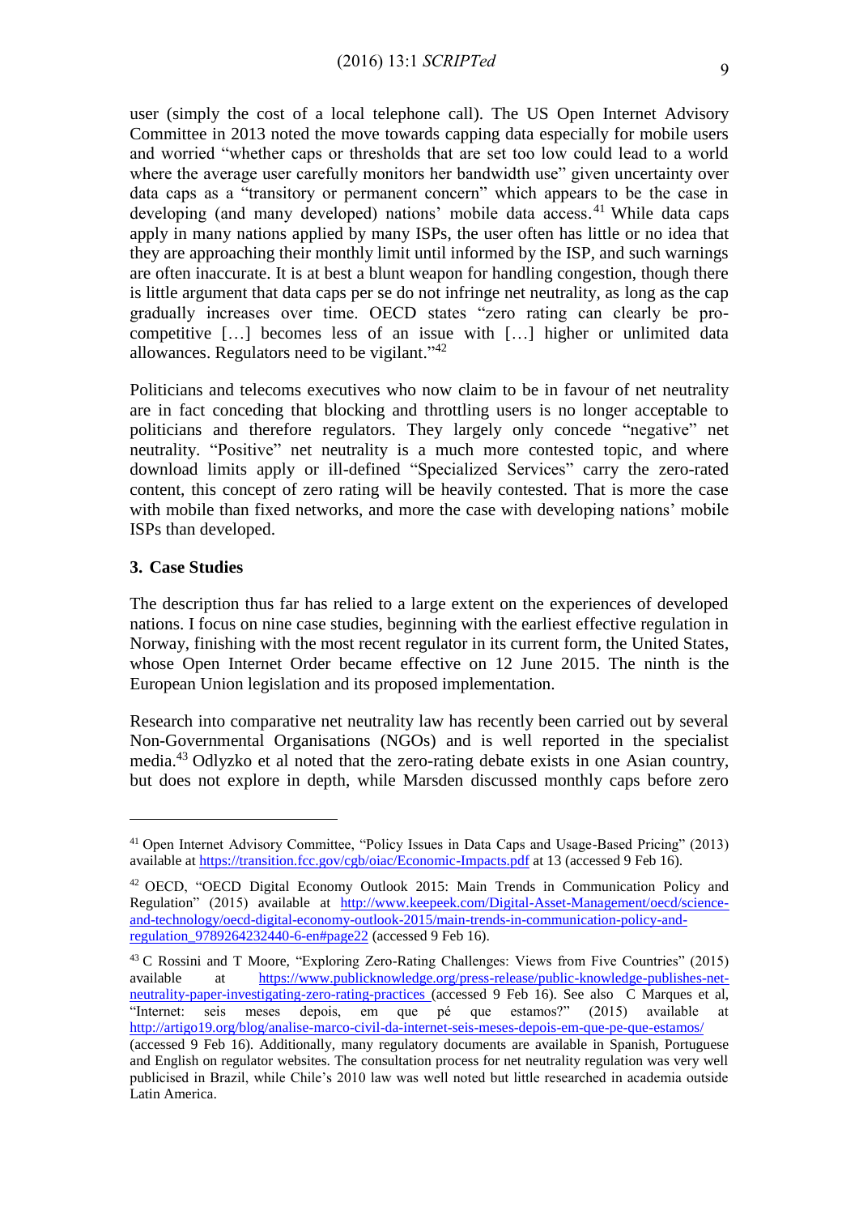user (simply the cost of a local telephone call). The US Open Internet Advisory Committee in 2013 noted the move towards capping data especially for mobile users and worried "whether caps or thresholds that are set too low could lead to a world where the average user carefully monitors her bandwidth use" given uncertainty over data caps as a "transitory or permanent concern" which appears to be the case in developing (and many developed) nations' mobile data access.[41] While data caps apply in many nations applied by many ISPs, the user often has little or no idea that they are approaching their monthly limit until informed by the ISP, and such warnings are often inaccurate. It is at best a blunt weapon for handling congestion, though there is little argument that data caps per se do not infringe net neutrality, as long as the cap gradually increases over time. OECD states "zero rating can clearly be pro-competitive […] becomes less of an issue with […] higher or unlimited data allowances. Regulators need to be vigilant."[42]

Politicians and telecoms executives who now claim to be in favour of net neutrality are in fact conceding that blocking and throttling users is no longer acceptable to politicians and therefore regulators. They largely only concede "negative" net neutrality. "Positive" net neutrality is a much more contested topic, and where download limits apply or ill-defined "Specialized Services" carry the zero-rated content, this concept of zero rating will be heavily contested. That is more the case with mobile than fixed networks, and more the case with developing nations' mobile ISPs than developed.

## 3. Case Studies

The description thus far has relied to a large extent on the experiences of developed nations. I focus on nine case studies, beginning with the earliest effective regulation in Norway, finishing with the most recent regulator in its current form, the United States, whose Open Internet Order became effective on 12 June 2015. The ninth is the European Union legislation and its proposed implementation.

Research into comparative net neutrality law has recently been carried out by several Non-Governmental Organisations (NGOs) and is well reported in the specialist media.[43] Odlyzko et al noted that the zero-rating debate exists in one Asian country, but does not explore in depth, while Marsden discussed monthly caps before zero

---

[41] Open Internet Advisory Committee, "Policy Issues in Data Caps and Usage-Based Pricing" (2013) available at https://transition.fcc.gov/cgb/oiac/Economic-Impacts.pdf at 13 (accessed 9 Feb 16).

[42] OECD, "OECD Digital Economy Outlook 2015: Main Trends in Communication Policy and Regulation" (2015) available at http://www.keepeek.com/Digital-Asset-Management/oecd/science-and-technology/oecd-digital-economy-outlook-2015/main-trends-in-communication-policy-and-regulation_9789264232440-6-en#page22 (accessed 9 Feb 16).

[43] C Rossini and T Moore, "Exploring Zero-Rating Challenges: Views from Five Countries" (2015) available at https://www.publicknowledge.org/press-release/public-knowledge-publishes-net-neutrality-paper-investigating-zero-rating-practices (accessed 9 Feb 16). See also C Marques et al, "Internet: seis meses depois, em que pé que estamos?" (2015) available at http://artigo19.org/blog/analise-marco-civil-da-internet-seis-meses-depois-em-que-pe-que-estamos/ (accessed 9 Feb 16). Additionally, many regulatory documents are available in Spanish, Portuguese and English on regulator websites. The consultation process for net neutrality regulation was very well publicised in Brazil, while Chile's 2010 law was well noted but little researched in academia outside Latin America.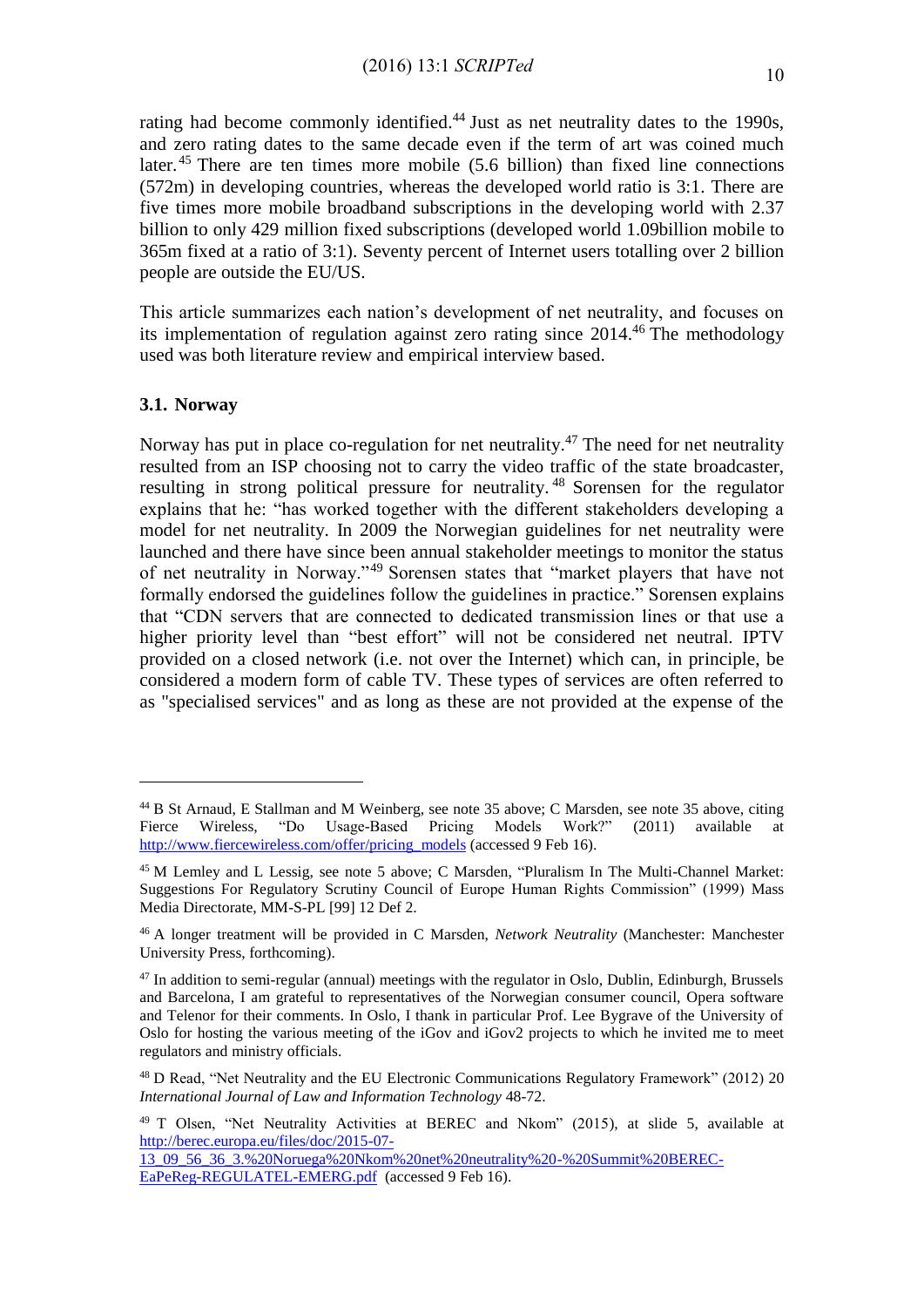rating had become commonly identified.[44] Just as net neutrality dates to the 1990s, and zero rating dates to the same decade even if the term of art was coined much later.[45] There are ten times more mobile (5.6 billion) than fixed line connections (572m) in developing countries, whereas the developed world ratio is 3:1. There are five times more mobile broadband subscriptions in the developing world with 2.37 billion to only 429 million fixed subscriptions (developed world 1.09billion mobile to 365m fixed at a ratio of 3:1). Seventy percent of Internet users totalling over 2 billion people are outside the EU/US.

This article summarizes each nation's development of net neutrality, and focuses on its implementation of regulation against zero rating since 2014.[46] The methodology used was both literature review and empirical interview based.

### 3.1. Norway

Norway has put in place co-regulation for net neutrality.[47] The need for net neutrality resulted from an ISP choosing not to carry the video traffic of the state broadcaster, resulting in strong political pressure for neutrality.[48] Sorensen for the regulator explains that he: "has worked together with the different stakeholders developing a model for net neutrality. In 2009 the Norwegian guidelines for net neutrality were launched and there have since been annual stakeholder meetings to monitor the status of net neutrality in Norway."[49] Sorensen states that "market players that have not formally endorsed the guidelines follow the guidelines in practice." Sorensen explains that "CDN servers that are connected to dedicated transmission lines or that use a higher priority level than "best effort" will not be considered net neutral. IPTV provided on a closed network (i.e. not over the Internet) which can, in principle, be considered a modern form of cable TV. These types of services are often referred to as "specialised services" and as long as these are not provided at the expense of the

---

[44] B St Arnaud, E Stallman and M Weinberg, see note 35 above; C Marsden, see note 35 above, citing Fierce Wireless, "Do Usage-Based Pricing Models Work?" (2011) available at http://www.fiercewireless.com/offer/pricing_models (accessed 9 Feb 16).

[45] M Lemley and L Lessig, see note 5 above; C Marsden, "Pluralism In The Multi-Channel Market: Suggestions For Regulatory Scrutiny Council of Europe Human Rights Commission" (1999) Mass Media Directorate, MM-S-PL [99] 12 Def 2.

[46] A longer treatment will be provided in C Marsden, *Network Neutrality* (Manchester: Manchester University Press, forthcoming).

[47] In addition to semi-regular (annual) meetings with the regulator in Oslo, Dublin, Edinburgh, Brussels and Barcelona, I am grateful to representatives of the Norwegian consumer council, Opera software and Telenor for their comments. In Oslo, I thank in particular Prof. Lee Bygrave of the University of Oslo for hosting the various meeting of the iGov and iGov2 projects to which he invited me to meet regulators and ministry officials.

[48] D Read, "Net Neutrality and the EU Electronic Communications Regulatory Framework" (2012) 20 *International Journal of Law and Information Technology* 48-72.

[49] T Olsen, "Net Neutrality Activities at BEREC and Nkom" (2015), at slide 5, available at http://berec.europa.eu/files/doc/2015-07-13_09_56_36_3.%20Noruega%20Nkom%20net%20neutrality%20-%20Summit%20BEREC-EaPeReg-REGULATEL-EMERG.pdf (accessed 9 Feb 16).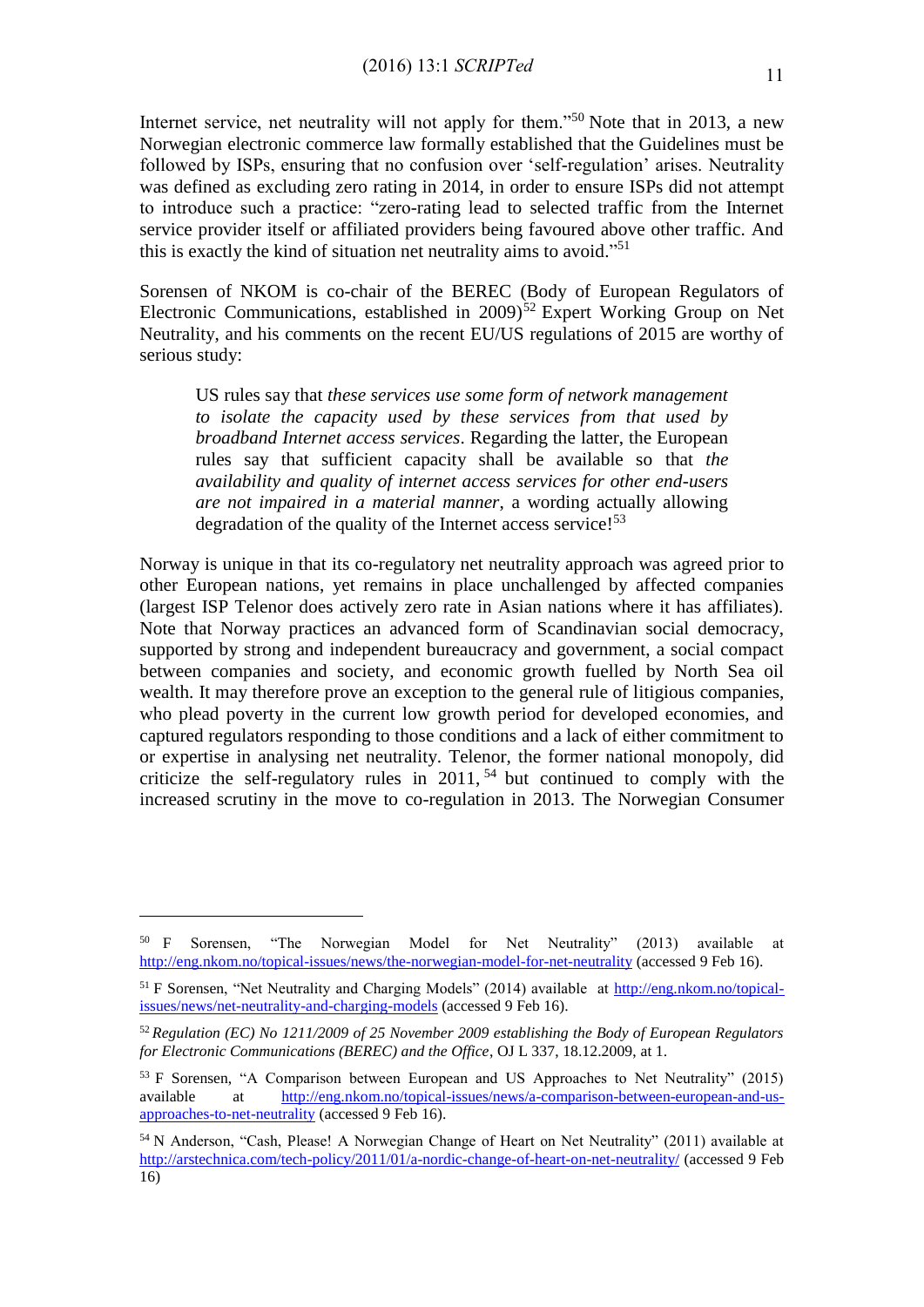Internet service, net neutrality will not apply for them."[50] Note that in 2013, a new Norwegian electronic commerce law formally established that the Guidelines must be followed by ISPs, ensuring that no confusion over 'self-regulation' arises. Neutrality was defined as excluding zero rating in 2014, in order to ensure ISPs did not attempt to introduce such a practice: "zero-rating lead to selected traffic from the Internet service provider itself or affiliated providers being favoured above other traffic. And this is exactly the kind of situation net neutrality aims to avoid."[51]

Sorensen of NKOM is co-chair of the BEREC (Body of European Regulators of Electronic Communications, established in 2009)[52] Expert Working Group on Net Neutrality, and his comments on the recent EU/US regulations of 2015 are worthy of serious study:

> US rules say that *these services use some form of network management to isolate the capacity used by these services from that used by broadband Internet access services*. Regarding the latter, the European rules say that sufficient capacity shall be available so that *the availability and quality of internet access services for other end-users are not impaired in a material manner*, a wording actually allowing degradation of the quality of the Internet access service![53]

Norway is unique in that its co-regulatory net neutrality approach was agreed prior to other European nations, yet remains in place unchallenged by affected companies (largest ISP Telenor does actively zero rate in Asian nations where it has affiliates). Note that Norway practices an advanced form of Scandinavian social democracy, supported by strong and independent bureaucracy and government, a social compact between companies and society, and economic growth fuelled by North Sea oil wealth. It may therefore prove an exception to the general rule of litigious companies, who plead poverty in the current low growth period for developed economies, and captured regulators responding to those conditions and a lack of either commitment to or expertise in analysing net neutrality. Telenor, the former national monopoly, did criticize the self-regulatory rules in 2011,[54] but continued to comply with the increased scrutiny in the move to co-regulation in 2013. The Norwegian Consumer

---

[50] F Sorensen, "The Norwegian Model for Net Neutrality" (2013) available at http://eng.nkom.no/topical-issues/news/the-norwegian-model-for-net-neutrality (accessed 9 Feb 16).

[51] F Sorensen, "Net Neutrality and Charging Models" (2014) available at http://eng.nkom.no/topical-issues/news/net-neutrality-and-charging-models (accessed 9 Feb 16).

[52] *Regulation (EC) No 1211/2009 of 25 November 2009 establishing the Body of European Regulators for Electronic Communications (BEREC) and the Office*, OJ L 337, 18.12.2009, at 1.

[53] F Sorensen, "A Comparison between European and US Approaches to Net Neutrality" (2015) available at http://eng.nkom.no/topical-issues/news/a-comparison-between-european-and-us-approaches-to-net-neutrality (accessed 9 Feb 16).

[54] N Anderson, "Cash, Please! A Norwegian Change of Heart on Net Neutrality" (2011) available at http://arstechnica.com/tech-policy/2011/01/a-nordic-change-of-heart-on-net-neutrality/ (accessed 9 Feb 16)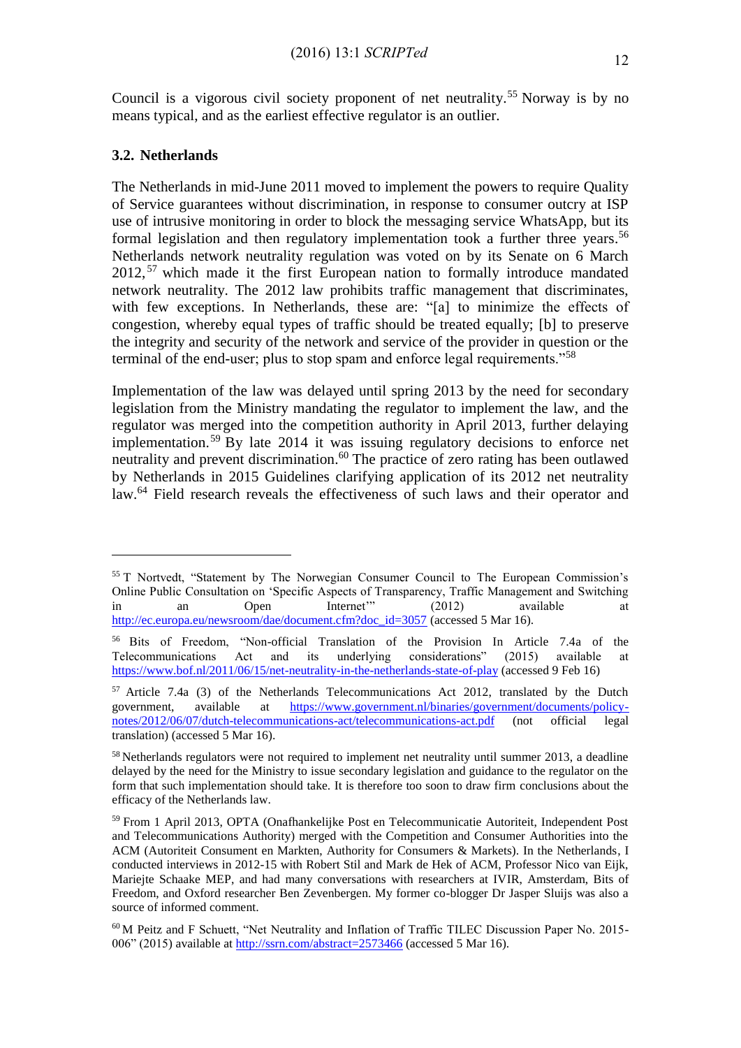Council is a vigorous civil society proponent of net neutrality.[55] Norway is by no means typical, and as the earliest effective regulator is an outlier.

### 3.2. Netherlands

The Netherlands in mid-June 2011 moved to implement the powers to require Quality of Service guarantees without discrimination, in response to consumer outcry at ISP use of intrusive monitoring in order to block the messaging service WhatsApp, but its formal legislation and then regulatory implementation took a further three years.[56] Netherlands network neutrality regulation was voted on by its Senate on 6 March 2012,[57] which made it the first European nation to formally introduce mandated network neutrality. The 2012 law prohibits traffic management that discriminates, with few exceptions. In Netherlands, these are: "[a] to minimize the effects of congestion, whereby equal types of traffic should be treated equally; [b] to preserve the integrity and security of the network and service of the provider in question or the terminal of the end-user; plus to stop spam and enforce legal requirements."[58]

Implementation of the law was delayed until spring 2013 by the need for secondary legislation from the Ministry mandating the regulator to implement the law, and the regulator was merged into the competition authority in April 2013, further delaying implementation.[59] By late 2014 it was issuing regulatory decisions to enforce net neutrality and prevent discrimination.[60] The practice of zero rating has been outlawed by Netherlands in 2015 Guidelines clarifying application of its 2012 net neutrality law.[64] Field research reveals the effectiveness of such laws and their operator and

---

[55] T Nortvedt, "Statement by The Norwegian Consumer Council to The European Commission's Online Public Consultation on 'Specific Aspects of Transparency, Traffic Management and Switching in an Open Internet'" (2012) available at http://ec.europa.eu/newsroom/dae/document.cfm?doc_id=3057 (accessed 5 Mar 16).

[56] Bits of Freedom, "Non-official Translation of the Provision In Article 7.4a of the Telecommunications Act and its underlying considerations" (2015) available at https://www.bof.nl/2011/06/15/net-neutrality-in-the-netherlands-state-of-play (accessed 9 Feb 16)

[57] Article 7.4a (3) of the Netherlands Telecommunications Act 2012, translated by the Dutch government, available at https://www.government.nl/binaries/government/documents/policy-notes/2012/06/07/dutch-telecommunications-act/telecommunications-act.pdf (not official legal translation) (accessed 5 Mar 16).

[58] Netherlands regulators were not required to implement net neutrality until summer 2013, a deadline delayed by the need for the Ministry to issue secondary legislation and guidance to the regulator on the form that such implementation should take. It is therefore too soon to draw firm conclusions about the efficacy of the Netherlands law.

[59] From 1 April 2013, OPTA (Onafhankelijke Post en Telecommunicatie Autoriteit, Independent Post and Telecommunications Authority) merged with the Competition and Consumer Authorities into the ACM (Autoriteit Consument en Markten, Authority for Consumers & Markets). In the Netherlands, I conducted interviews in 2012-15 with Robert Stil and Mark de Hek of ACM, Professor Nico van Eijk, Mariejte Schaake MEP, and had many conversations with researchers at IVIR, Amsterdam, Bits of Freedom, and Oxford researcher Ben Zevenbergen. My former co-blogger Dr Jasper Sluijs was also a source of informed comment.

[60] M Peitz and F Schuett, "Net Neutrality and Inflation of Traffic TILEC Discussion Paper No. 2015-006" (2015) available at http://ssrn.com/abstract=2573466 (accessed 5 Mar 16).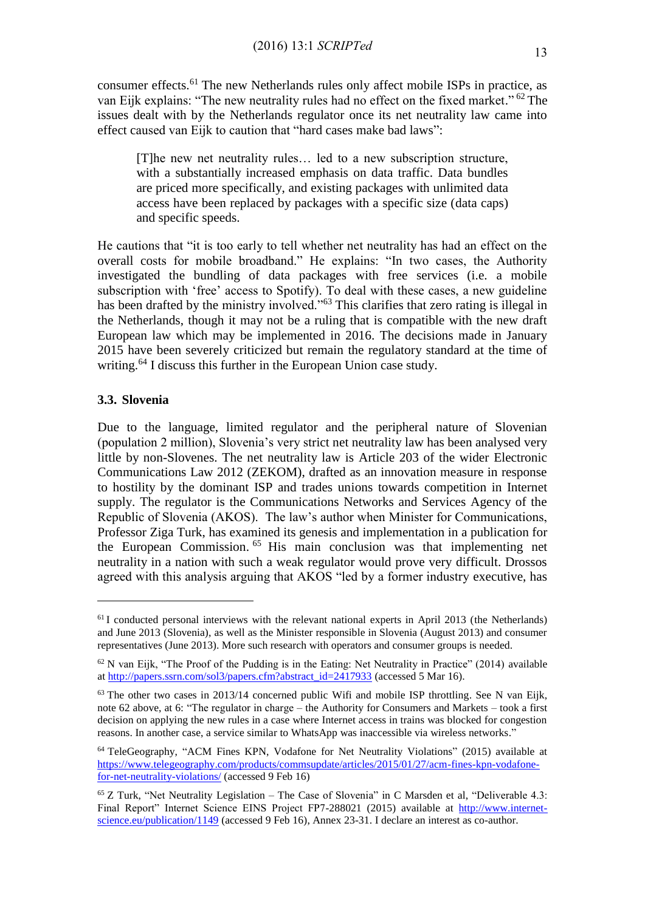consumer effects.[61] The new Netherlands rules only affect mobile ISPs in practice, as van Eijk explains: "The new neutrality rules had no effect on the fixed market."[62] The issues dealt with by the Netherlands regulator once its net neutrality law came into effect caused van Eijk to caution that "hard cases make bad laws":

> [T]he new net neutrality rules… led to a new subscription structure, with a substantially increased emphasis on data traffic. Data bundles are priced more specifically, and existing packages with unlimited data access have been replaced by packages with a specific size (data caps) and specific speeds.

He cautions that "it is too early to tell whether net neutrality has had an effect on the overall costs for mobile broadband." He explains: "In two cases, the Authority investigated the bundling of data packages with free services (i.e. a mobile subscription with 'free' access to Spotify). To deal with these cases, a new guideline has been drafted by the ministry involved."[63] This clarifies that zero rating is illegal in the Netherlands, though it may not be a ruling that is compatible with the new draft European law which may be implemented in 2016. The decisions made in January 2015 have been severely criticized but remain the regulatory standard at the time of writing.[64] I discuss this further in the European Union case study.

### 3.3. Slovenia

Due to the language, limited regulator and the peripheral nature of Slovenian (population 2 million), Slovenia's very strict net neutrality law has been analysed very little by non-Slovenes. The net neutrality law is Article 203 of the wider Electronic Communications Law 2012 (ZEKOM), drafted as an innovation measure in response to hostility by the dominant ISP and trades unions towards competition in Internet supply. The regulator is the Communications Networks and Services Agency of the Republic of Slovenia (AKOS). The law's author when Minister for Communications, Professor Ziga Turk, has examined its genesis and implementation in a publication for the European Commission.[65] His main conclusion was that implementing net neutrality in a nation with such a weak regulator would prove very difficult. Drossos agreed with this analysis arguing that AKOS "led by a former industry executive, has

---

[61] I conducted personal interviews with the relevant national experts in April 2013 (the Netherlands) and June 2013 (Slovenia), as well as the Minister responsible in Slovenia (August 2013) and consumer representatives (June 2013). More such research with operators and consumer groups is needed.

[62] N van Eijk, "The Proof of the Pudding is in the Eating: Net Neutrality in Practice" (2014) available at http://papers.ssrn.com/sol3/papers.cfm?abstract_id=2417933 (accessed 5 Mar 16).

[63] The other two cases in 2013/14 concerned public Wifi and mobile ISP throttling. See N van Eijk, note 62 above, at 6: "The regulator in charge – the Authority for Consumers and Markets – took a first decision on applying the new rules in a case where Internet access in trains was blocked for congestion reasons. In another case, a service similar to WhatsApp was inaccessible via wireless networks."

[64] TeleGeography, "ACM Fines KPN, Vodafone for Net Neutrality Violations" (2015) available at https://www.telegeography.com/products/commsupdate/articles/2015/01/27/acm-fines-kpn-vodafone-for-net-neutrality-violations/ (accessed 9 Feb 16)

[65] Z Turk, "Net Neutrality Legislation – The Case of Slovenia" in C Marsden et al, "Deliverable 4.3: Final Report" Internet Science EINS Project FP7-288021 (2015) available at http://www.internet-science.eu/publication/1149 (accessed 9 Feb 16), Annex 23-31. I declare an interest as co-author.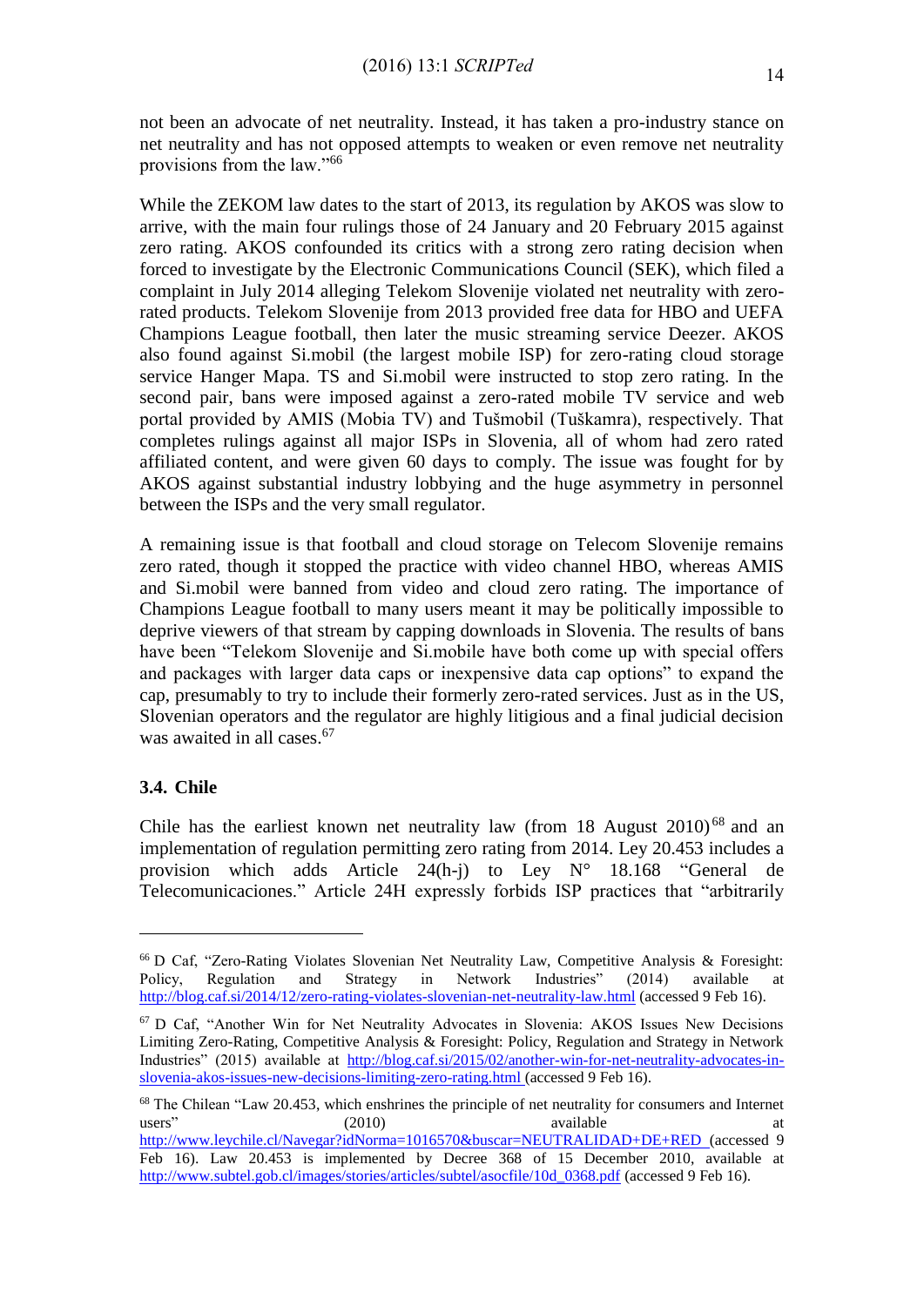not been an advocate of net neutrality. Instead, it has taken a pro-industry stance on net neutrality and has not opposed attempts to weaken or even remove net neutrality provisions from the law."[66]

While the ZEKOM law dates to the start of 2013, its regulation by AKOS was slow to arrive, with the main four rulings those of 24 January and 20 February 2015 against zero rating. AKOS confounded its critics with a strong zero rating decision when forced to investigate by the Electronic Communications Council (SEK), which filed a complaint in July 2014 alleging Telekom Slovenije violated net neutrality with zero-rated products. Telekom Slovenije from 2013 provided free data for HBO and UEFA Champions League football, then later the music streaming service Deezer. AKOS also found against Si.mobil (the largest mobile ISP) for zero-rating cloud storage service Hanger Mapa. TS and Si.mobil were instructed to stop zero rating. In the second pair, bans were imposed against a zero-rated mobile TV service and web portal provided by AMIS (Mobia TV) and Tušmobil (Tuškamra), respectively. That completes rulings against all major ISPs in Slovenia, all of whom had zero rated affiliated content, and were given 60 days to comply. The issue was fought for by AKOS against substantial industry lobbying and the huge asymmetry in personnel between the ISPs and the very small regulator.

A remaining issue is that football and cloud storage on Telecom Slovenije remains zero rated, though it stopped the practice with video channel HBO, whereas AMIS and Si.mobil were banned from video and cloud zero rating. The importance of Champions League football to many users meant it may be politically impossible to deprive viewers of that stream by capping downloads in Slovenia. The results of bans have been "Telekom Slovenije and Si.mobile have both come up with special offers and packages with larger data caps or inexpensive data cap options" to expand the cap, presumably to try to include their formerly zero-rated services. Just as in the US, Slovenian operators and the regulator are highly litigious and a final judicial decision was awaited in all cases.[67]

### 3.4. Chile

Chile has the earliest known net neutrality law (from 18 August 2010)[68] and an implementation of regulation permitting zero rating from 2014. Ley 20.453 includes a provision which adds Article 24(h-j) to Ley N° 18.168 "General de Telecomunicaciones." Article 24H expressly forbids ISP practices that "arbitrarily

---

[66] D Caf, "Zero-Rating Violates Slovenian Net Neutrality Law, Competitive Analysis & Foresight: Policy, Regulation and Strategy in Network Industries" (2014) available at http://blog.caf.si/2014/12/zero-rating-violates-slovenian-net-neutrality-law.html (accessed 9 Feb 16).

[67] D Caf, "Another Win for Net Neutrality Advocates in Slovenia: AKOS Issues New Decisions Limiting Zero-Rating, Competitive Analysis & Foresight: Policy, Regulation and Strategy in Network Industries" (2015) available at http://blog.caf.si/2015/02/another-win-for-net-neutrality-advocates-in-slovenia-akos-issues-new-decisions-limiting-zero-rating.html (accessed 9 Feb 16).

[68] The Chilean "Law 20.453, which enshrines the principle of net neutrality for consumers and Internet users" (2010) available at http://www.leychile.cl/Navegar?idNorma=1016570&buscar=NEUTRALIDAD+DE+RED (accessed 9 Feb 16). Law 20.453 is implemented by Decree 368 of 15 December 2010, available at http://www.subtel.gob.cl/images/stories/articles/subtel/asocfile/10d_0368.pdf (accessed 9 Feb 16).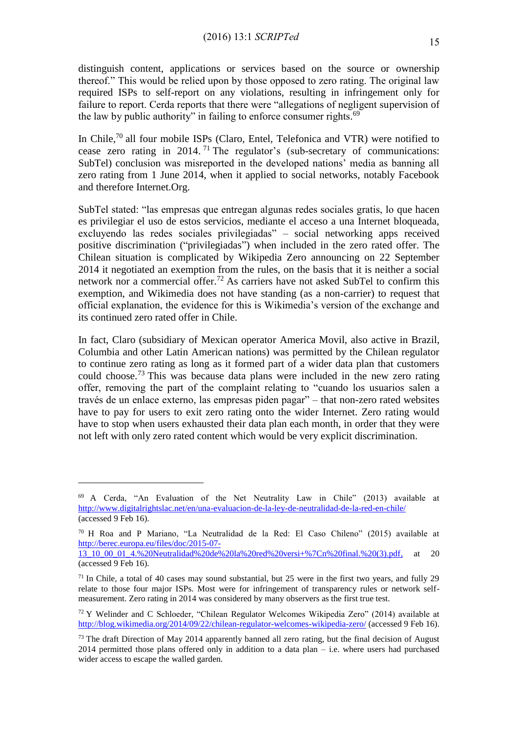distinguish content, applications or services based on the source or ownership thereof." This would be relied upon by those opposed to zero rating. The original law required ISPs to self-report on any violations, resulting in infringement only for failure to report. Cerda reports that there were "allegations of negligent supervision of the law by public authority" in failing to enforce consumer rights.[69]

In Chile,[70] all four mobile ISPs (Claro, Entel, Telefonica and VTR) were notified to cease zero rating in 2014.[71] The regulator's (sub-secretary of communications: SubTel) conclusion was misreported in the developed nations' media as banning all zero rating from 1 June 2014, when it applied to social networks, notably Facebook and therefore Internet.Org.

SubTel stated: "las empresas que entregan algunas redes sociales gratis, lo que hacen es privilegiar el uso de estos servicios, mediante el acceso a una Internet bloqueada, excluyendo las redes sociales privilegiadas" – social networking apps received positive discrimination ("privilegiadas") when included in the zero rated offer. The Chilean situation is complicated by Wikipedia Zero announcing on 22 September 2014 it negotiated an exemption from the rules, on the basis that it is neither a social network nor a commercial offer.[72] As carriers have not asked SubTel to confirm this exemption, and Wikimedia does not have standing (as a non-carrier) to request that official explanation, the evidence for this is Wikimedia's version of the exchange and its continued zero rated offer in Chile.

In fact, Claro (subsidiary of Mexican operator America Movil, also active in Brazil, Columbia and other Latin American nations) was permitted by the Chilean regulator to continue zero rating as long as it formed part of a wider data plan that customers could choose.[73] This was because data plans were included in the new zero rating offer, removing the part of the complaint relating to "cuando los usuarios salen a través de un enlace externo, las empresas piden pagar" – that non-zero rated websites have to pay for users to exit zero rating onto the wider Internet. Zero rating would have to stop when users exhausted their data plan each month, in order that they were not left with only zero rated content which would be very explicit discrimination.

---

[69] A Cerda, "An Evaluation of the Net Neutrality Law in Chile" (2013) available at http://www.digitalrightslac.net/en/una-evaluacion-de-la-ley-de-neutralidad-de-la-red-en-chile/ (accessed 9 Feb 16).

[70] H Roa and P Mariano, "La Neutralidad de la Red: El Caso Chileno" (2015) available at http://berec.europa.eu/files/doc/2015-07-13_10_00_01_4.%20Neutralidad%20de%20la%20red%20versi+%7Cn%20final.%20(3).pdf, at 20 (accessed 9 Feb 16).

[71] In Chile, a total of 40 cases may sound substantial, but 25 were in the first two years, and fully 29 relate to those four major ISPs. Most were for infringement of transparency rules or network self-measurement. Zero rating in 2014 was considered by many observers as the first true test.

[72] Y Welinder and C Schloeder, "Chilean Regulator Welcomes Wikipedia Zero" (2014) available at http://blog.wikimedia.org/2014/09/22/chilean-regulator-welcomes-wikipedia-zero/ (accessed 9 Feb 16).

[73] The draft Direction of May 2014 apparently banned all zero rating, but the final decision of August 2014 permitted those plans offered only in addition to a data plan – i.e. where users had purchased wider access to escape the walled garden.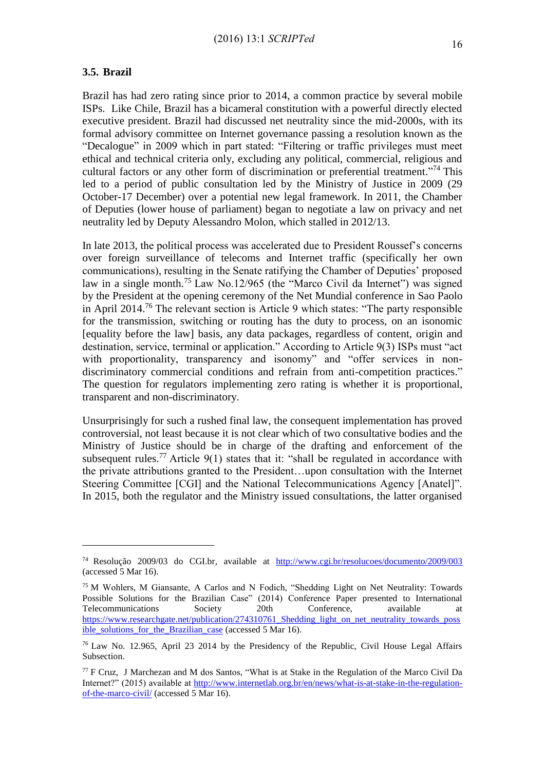### 3.5. Brazil

Brazil has had zero rating since prior to 2014, a common practice by several mobile ISPs. Like Chile, Brazil has a bicameral constitution with a powerful directly elected executive president. Brazil had discussed net neutrality since the mid-2000s, with its formal advisory committee on Internet governance passing a resolution known as the "Decalogue" in 2009 which in part stated: "Filtering or traffic privileges must meet ethical and technical criteria only, excluding any political, commercial, religious and cultural factors or any other form of discrimination or preferential treatment."[74] This led to a period of public consultation led by the Ministry of Justice in 2009 (29 October-17 December) over a potential new legal framework. In 2011, the Chamber of Deputies (lower house of parliament) began to negotiate a law on privacy and net neutrality led by Deputy Alessandro Molon, which stalled in 2012/13.

In late 2013, the political process was accelerated due to President Rousset's concerns over foreign surveillance of telecoms and Internet traffic (specifically her own communications), resulting in the Senate ratifying the Chamber of Deputies' proposed law in a single month.[75] Law No.12/965 (the "Marco Civil da Internet") was signed by the President at the opening ceremony of the Net Mundial conference in Sao Paolo in April 2014.[76] The relevant section is Article 9 which states: "The party responsible for the transmission, switching or routing has the duty to process, on an isonomic [equality before the law] basis, any data packages, regardless of content, origin and destination, service, terminal or application." According to Article 9(3) ISPs must "act with proportionality, transparency and isonomy" and "offer services in non-discriminatory commercial conditions and refrain from anti-competition practices." The question for regulators implementing zero rating is whether it is proportional, transparent and non-discriminatory.

Unsurprisingly for such a rushed final law, the consequent implementation has proved controversial, not least because it is not clear which of two consultative bodies and the Ministry of Justice should be in charge of the drafting and enforcement of the subsequent rules.[77] Article 9(1) states that it: "shall be regulated in accordance with the private attributions granted to the President…upon consultation with the Internet Steering Committee [CGI] and the National Telecommunications Agency [Anatel]". In 2015, both the regulator and the Ministry issued consultations, the latter organised

---

[74] Resolução 2009/03 do CGI.br, available at http://www.cgi.br/resolucoes/documento/2009/003 (accessed 5 Mar 16).

[75] M Wohlers, M Giansante, A Carlos and N Fodich, "Shedding Light on Net Neutrality: Towards Possible Solutions for the Brazilian Case" (2014) Conference Paper presented to International Telecommunications Society 20th Conference, available at https://www.researchgate.net/publication/274310761_Shedding_light_on_net_neutrality_towards_possible_solutions_for_the_Brazilian_case (accessed 5 Mar 16).

[76] Law No. 12.965, April 23 2014 by the Presidency of the Republic, Civil House Legal Affairs Subsection.

[77] F Cruz, J Marchezan and M dos Santos, "What is at Stake in the Regulation of the Marco Civil Da Internet?" (2015) available at http://www.internetlab.org.br/en/news/what-is-at-stake-in-the-regulation-of-the-marco-civil/ (accessed 5 Mar 16).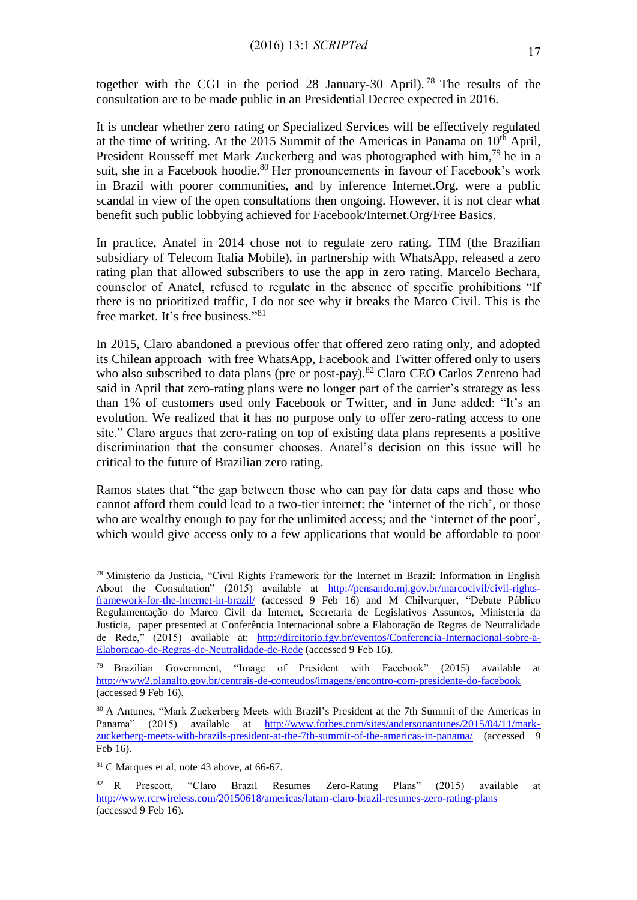together with the CGI in the period 28 January-30 April).[78] The results of the consultation are to be made public in an Presidential Decree expected in 2016.

It is unclear whether zero rating or Specialized Services will be effectively regulated at the time of writing. At the 2015 Summit of the Americas in Panama on 10th April, President Rousseff met Mark Zuckerberg and was photographed with him,[79] he in a suit, she in a Facebook hoodie.[80] Her pronouncements in favour of Facebook's work in Brazil with poorer communities, and by inference Internet.Org, were a public scandal in view of the open consultations then ongoing. However, it is not clear what benefit such public lobbying achieved for Facebook/Internet.Org/Free Basics.

In practice, Anatel in 2014 chose not to regulate zero rating. TIM (the Brazilian subsidiary of Telecom Italia Mobile), in partnership with WhatsApp, released a zero rating plan that allowed subscribers to use the app in zero rating. Marcelo Bechara, counselor of Anatel, refused to regulate in the absence of specific prohibitions "If there is no prioritized traffic, I do not see why it breaks the Marco Civil. This is the free market. It's free business."[81]

In 2015, Claro abandoned a previous offer that offered zero rating only, and adopted its Chilean approach with free WhatsApp, Facebook and Twitter offered only to users who also subscribed to data plans (pre or post-pay).[82] Claro CEO Carlos Zenteno had said in April that zero-rating plans were no longer part of the carrier's strategy as less than 1% of customers used only Facebook or Twitter, and in June added: "It's an evolution. We realized that it has no purpose only to offer zero-rating access to one site." Claro argues that zero-rating on top of existing data plans represents a positive discrimination that the consumer chooses. Anatel's decision on this issue will be critical to the future of Brazilian zero rating.

Ramos states that "the gap between those who can pay for data caps and those who cannot afford them could lead to a two-tier internet: the 'internet of the rich', or those who are wealthy enough to pay for the unlimited access; and the 'internet of the poor', which would give access only to a few applications that would be affordable to poor

---

[78] Ministerio da Justicia, "Civil Rights Framework for the Internet in Brazil: Information in English About the Consultation" (2015) available at http://pensando.mj.gov.br/marcocivil/civil-rights-framework-for-the-internet-in-brazil/ (accessed 9 Feb 16) and M Chilvarquer, "Debate Público Regulamentação do Marco Civil da Internet, Secretaria de Legislativos Assuntos, Ministeria da Justicia, paper presented at Conferência Internacional sobre a Elaboração de Regras de Neutralidade de Rede," (2015) available at: http://direitorio.fgv.br/eventos/Conferencia-Internacional-sobre-a-Elaboracao-de-Regras-de-Neutralidade-de-Rede (accessed 9 Feb 16).

[79] Brazilian Government, "Image of President with Facebook" (2015) available at http://www2.planalto.gov.br/centrais-de-conteudos/imagens/encontro-com-presidente-do-facebook (accessed 9 Feb 16).

[80] A Antunes, "Mark Zuckerberg Meets with Brazil's President at the 7th Summit of the Americas in Panama" (2015) available at http://www.forbes.com/sites/andersonantunes/2015/04/11/mark-zuckerberg-meets-with-brazils-president-at-the-7th-summit-of-the-americas-in-panama/ (accessed 9 Feb 16).

[81] C Marques et al, note 43 above, at 66-67.

[82] R Prescott, "Claro Brazil Resumes Zero-Rating Plans" (2015) available at http://www.rcrwireless.com/20150618/americas/latam-claro-brazil-resumes-zero-rating-plans (accessed 9 Feb 16).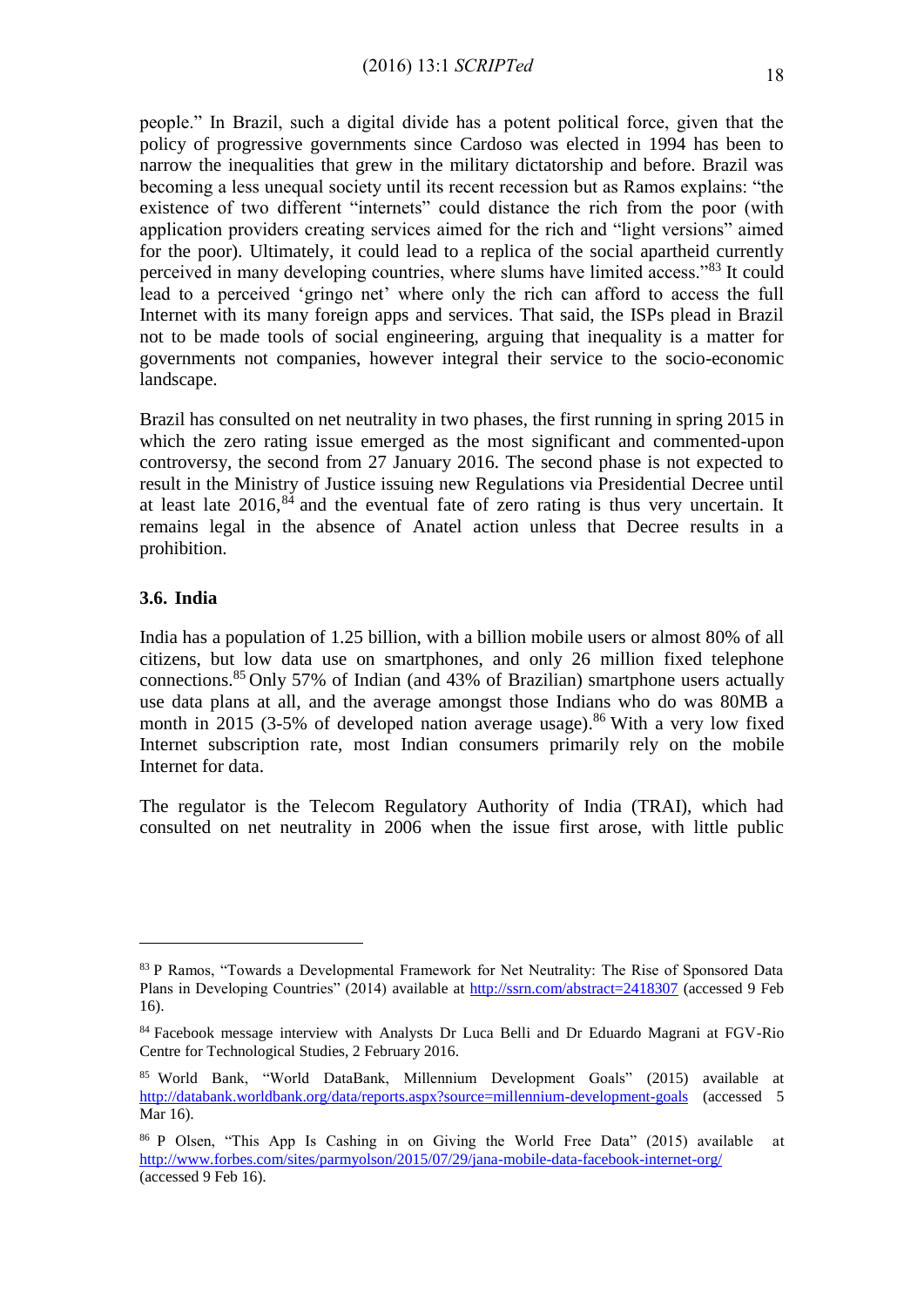people." In Brazil, such a digital divide has a potent political force, given that the policy of progressive governments since Cardoso was elected in 1994 has been to narrow the inequalities that grew in the military dictatorship and before. Brazil was becoming a less unequal society until its recent recession but as Ramos explains: "the existence of two different "internets" could distance the rich from the poor (with application providers creating services aimed for the rich and "light versions" aimed for the poor). Ultimately, it could lead to a replica of the social apartheid currently perceived in many developing countries, where slums have limited access."[83] It could lead to a perceived 'gringo net' where only the rich can afford to access the full Internet with its many foreign apps and services. That said, the ISPs plead in Brazil not to be made tools of social engineering, arguing that inequality is a matter for governments not companies, however integral their service to the socio-economic landscape.

Brazil has consulted on net neutrality in two phases, the first running in spring 2015 in which the zero rating issue emerged as the most significant and commented-upon controversy, the second from 27 January 2016. The second phase is not expected to result in the Ministry of Justice issuing new Regulations via Presidential Decree until at least late 2016,[84] and the eventual fate of zero rating is thus very uncertain. It remains legal in the absence of Anatel action unless that Decree results in a prohibition.

### 3.6. India

India has a population of 1.25 billion, with a billion mobile users or almost 80% of all citizens, but low data use on smartphones, and only 26 million fixed telephone connections.[85] Only 57% of Indian (and 43% of Brazilian) smartphone users actually use data plans at all, and the average amongst those Indians who do was 80MB a month in 2015 (3-5% of developed nation average usage).[86] With a very low fixed Internet subscription rate, most Indian consumers primarily rely on the mobile Internet for data.

The regulator is the Telecom Regulatory Authority of India (TRAI), which had consulted on net neutrality in 2006 when the issue first arose, with little public

---

[83] P Ramos, "Towards a Developmental Framework for Net Neutrality: The Rise of Sponsored Data Plans in Developing Countries" (2014) available at http://ssrn.com/abstract=2418307 (accessed 9 Feb 16).

[84] Facebook message interview with Analysts Dr Luca Belli and Dr Eduardo Magrani at FGV-Rio Centre for Technological Studies, 2 February 2016.

[85] World Bank, "World DataBank, Millennium Development Goals" (2015) available at http://databank.worldbank.org/data/reports.aspx?source=millennium-development-goals (accessed 5 Mar 16).

[86] P Olsen, "This App Is Cashing in on Giving the World Free Data" (2015) available at http://www.forbes.com/sites/parmyolson/2015/07/29/jana-mobile-data-facebook-internet-org/ (accessed 9 Feb 16).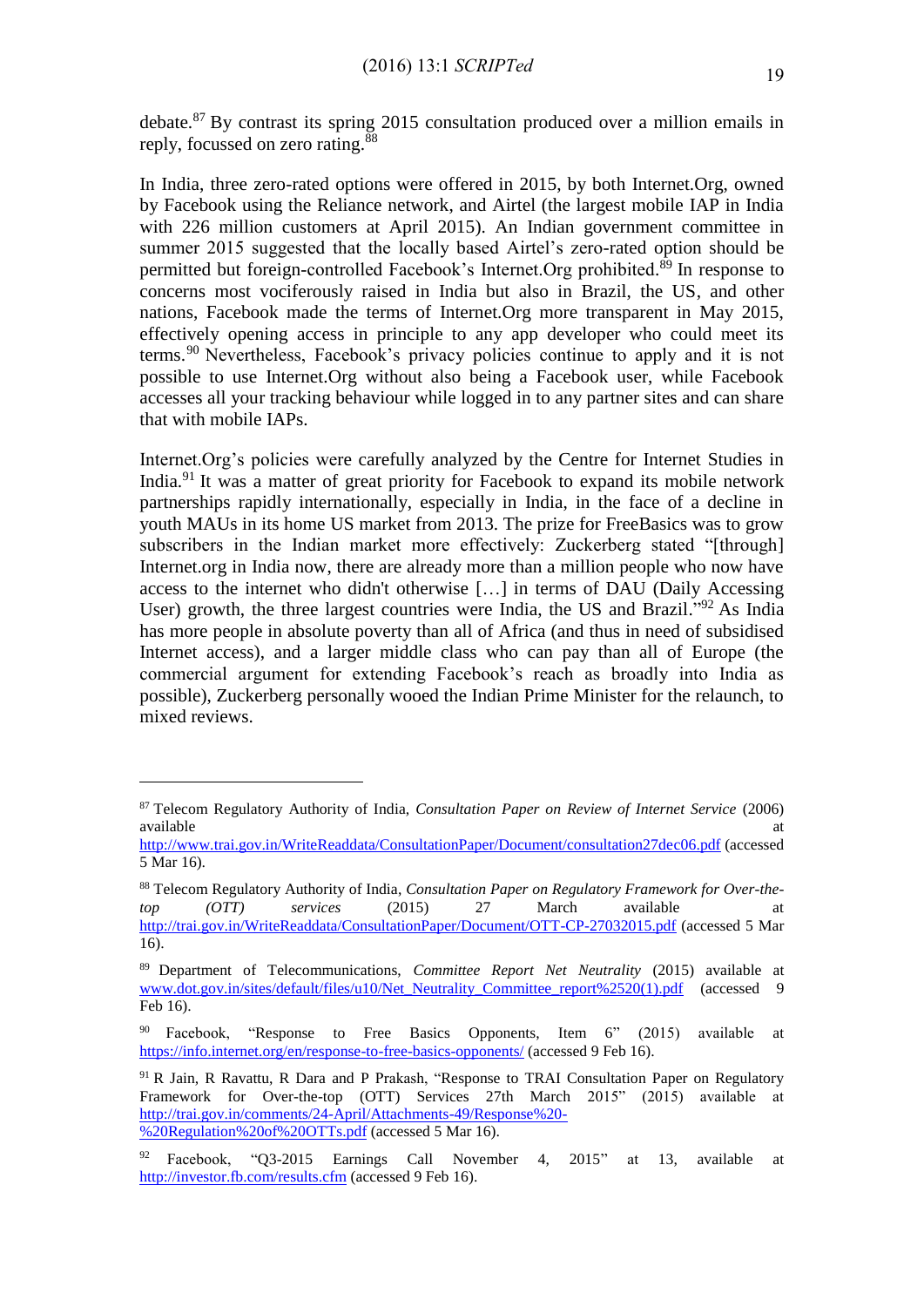debate.[87] By contrast its spring 2015 consultation produced over a million emails in reply, focussed on zero rating.[88]

In India, three zero-rated options were offered in 2015, by both Internet.Org, owned by Facebook using the Reliance network, and Airtel (the largest mobile IAP in India with 226 million customers at April 2015). An Indian government committee in summer 2015 suggested that the locally based Airtel's zero-rated option should be permitted but foreign-controlled Facebook's Internet.Org prohibited.[89] In response to concerns most vociferously raised in India but also in Brazil, the US, and other nations, Facebook made the terms of Internet.Org more transparent in May 2015, effectively opening access in principle to any app developer who could meet its terms.[90] Nevertheless, Facebook's privacy policies continue to apply and it is not possible to use Internet.Org without also being a Facebook user, while Facebook accesses all your tracking behaviour while logged in to any partner sites and can share that with mobile IAPs.

Internet.Org's policies were carefully analyzed by the Centre for Internet Studies in India.[91] It was a matter of great priority for Facebook to expand its mobile network partnerships rapidly internationally, especially in India, in the face of a decline in youth MAUs in its home US market from 2013. The prize for FreeBasics was to grow subscribers in the Indian market more effectively: Zuckerberg stated "[through] Internet.org in India now, there are already more than a million people who now have access to the internet who didn't otherwise […] in terms of DAU (Daily Accessing User) growth, the three largest countries were India, the US and Brazil."[92] As India has more people in absolute poverty than all of Africa (and thus in need of subsidised Internet access), and a larger middle class who can pay than all of Europe (the commercial argument for extending Facebook's reach as broadly into India as possible), Zuckerberg personally wooed the Indian Prime Minister for the relaunch, to mixed reviews.

---

[87] Telecom Regulatory Authority of India, *Consultation Paper on Review of Internet Service* (2006) available at http://www.trai.gov.in/WriteReaddata/ConsultationPaper/Document/consultation27dec06.pdf (accessed 5 Mar 16).

[88] Telecom Regulatory Authority of India, *Consultation Paper on Regulatory Framework for Over-the-top (OTT) services* (2015) 27 March available at http://trai.gov.in/WriteReaddata/ConsultationPaper/Document/OTT-CP-27032015.pdf (accessed 5 Mar 16).

[89] Department of Telecommunications, *Committee Report Net Neutrality* (2015) available at www.dot.gov.in/sites/default/files/u10/Net_Neutrality_Committee_report%2520(1).pdf (accessed 9 Feb 16).

[90] Facebook, "Response to Free Basics Opponents, Item 6" (2015) available at https://info.internet.org/en/response-to-free-basics-opponents/ (accessed 9 Feb 16).

[91] R Jain, R Ravattu, R Dara and P Prakash, "Response to TRAI Consultation Paper on Regulatory Framework for Over-the-top (OTT) Services 27th March 2015" (2015) available at http://trai.gov.in/comments/24-April/Attachments-49/Response%20-%20Regulation%20of%20OTTs.pdf (accessed 5 Mar 16).

[92] Facebook, "Q3-2015 Earnings Call November 4, 2015" at 13, available at http://investor.fb.com/results.cfm (accessed 9 Feb 16).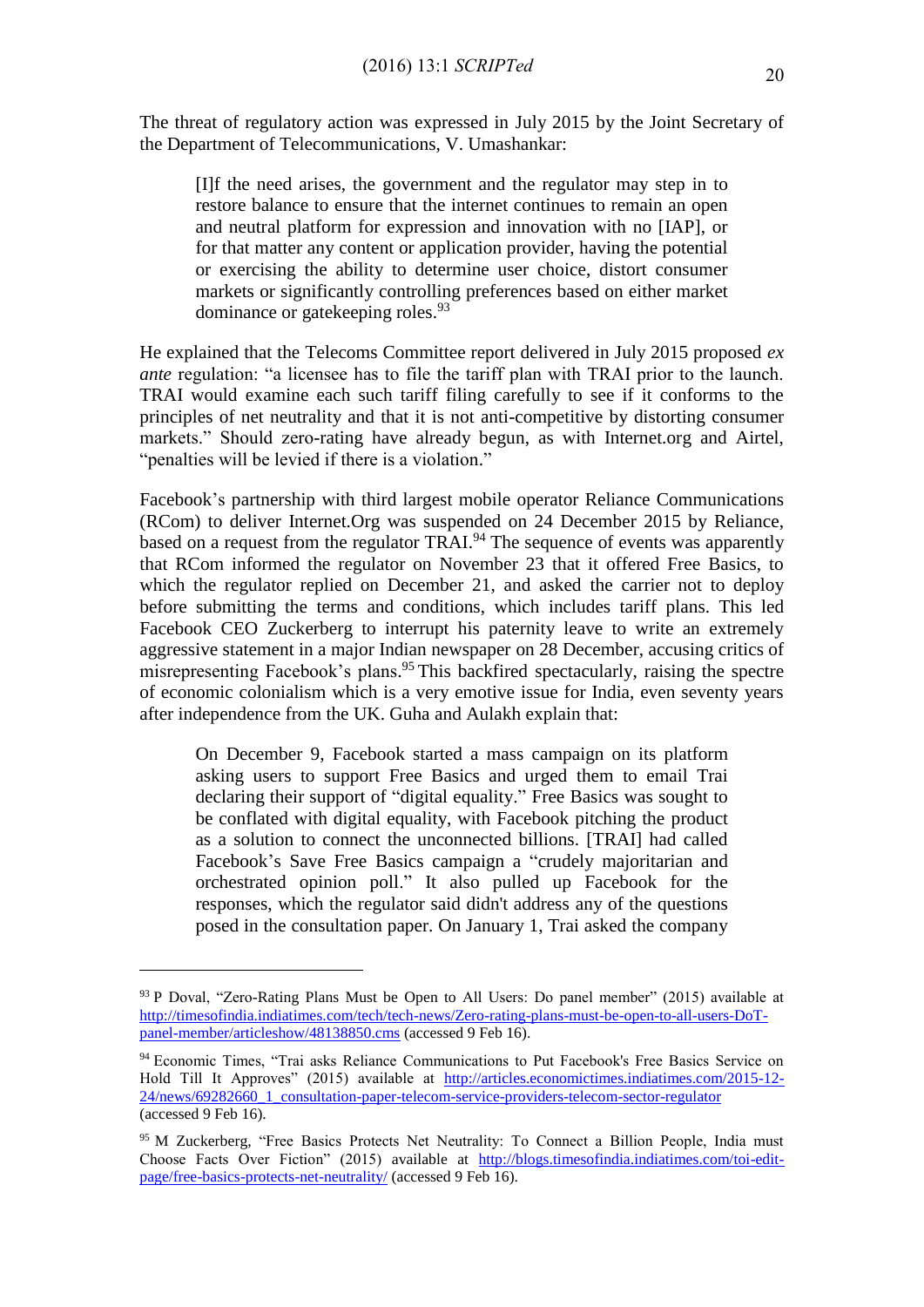The threat of regulatory action was expressed in July 2015 by the Joint Secretary of the Department of Telecommunications, V. Umashankar:

> [I]f the need arises, the government and the regulator may step in to restore balance to ensure that the internet continues to remain an open and neutral platform for expression and innovation with no [IAP], or for that matter any content or application provider, having the potential or exercising the ability to determine user choice, distort consumer markets or significantly controlling preferences based on either market dominance or gatekeeping roles.[93]

He explained that the Telecoms Committee report delivered in July 2015 proposed *ex ante* regulation: "a licensee has to file the tariff plan with TRAI prior to the launch. TRAI would examine each such tariff filing carefully to see if it conforms to the principles of net neutrality and that it is not anti-competitive by distorting consumer markets." Should zero-rating have already begun, as with Internet.org and Airtel, "penalties will be levied if there is a violation."

Facebook's partnership with third largest mobile operator Reliance Communications (RCom) to deliver Internet.Org was suspended on 24 December 2015 by Reliance, based on a request from the regulator TRAI.[94] The sequence of events was apparently that RCom informed the regulator on November 23 that it offered Free Basics, to which the regulator replied on December 21, and asked the carrier not to deploy before submitting the terms and conditions, which includes tariff plans. This led Facebook CEO Zuckerberg to interrupt his paternity leave to write an extremely aggressive statement in a major Indian newspaper on 28 December, accusing critics of misrepresenting Facebook's plans.[95] This backfired spectacularly, raising the spectre of economic colonialism which is a very emotive issue for India, even seventy years after independence from the UK. Guha and Aulakh explain that:

> On December 9, Facebook started a mass campaign on its platform asking users to support Free Basics and urged them to email Trai declaring their support of "digital equality." Free Basics was sought to be conflated with digital equality, with Facebook pitching the product as a solution to connect the unconnected billions. [TRAI] had called Facebook's Save Free Basics campaign a "crudely majoritarian and orchestrated opinion poll." It also pulled up Facebook for the responses, which the regulator said didn't address any of the questions posed in the consultation paper. On January 1, Trai asked the company

---

[93] P Doval, "Zero-Rating Plans Must be Open to All Users: Do panel member" (2015) available at http://timesofindia.indiatimes.com/tech/tech-news/Zero-rating-plans-must-be-open-to-all-users-DoT-panel-member/articleshow/48138850.cms (accessed 9 Feb 16).

[94] Economic Times, "Trai asks Reliance Communications to Put Facebook's Free Basics Service on Hold Till It Approves" (2015) available at http://articles.economictimes.indiatimes.com/2015-12-24/news/69282660_1_consultation-paper-telecom-service-providers-telecom-sector-regulator (accessed 9 Feb 16).

[95] M Zuckerberg, "Free Basics Protects Net Neutrality: To Connect a Billion People, India must Choose Facts Over Fiction" (2015) available at http://blogs.timesofindia.indiatimes.com/toi-edit-page/free-basics-protects-net-neutrality/ (accessed 9 Feb 16).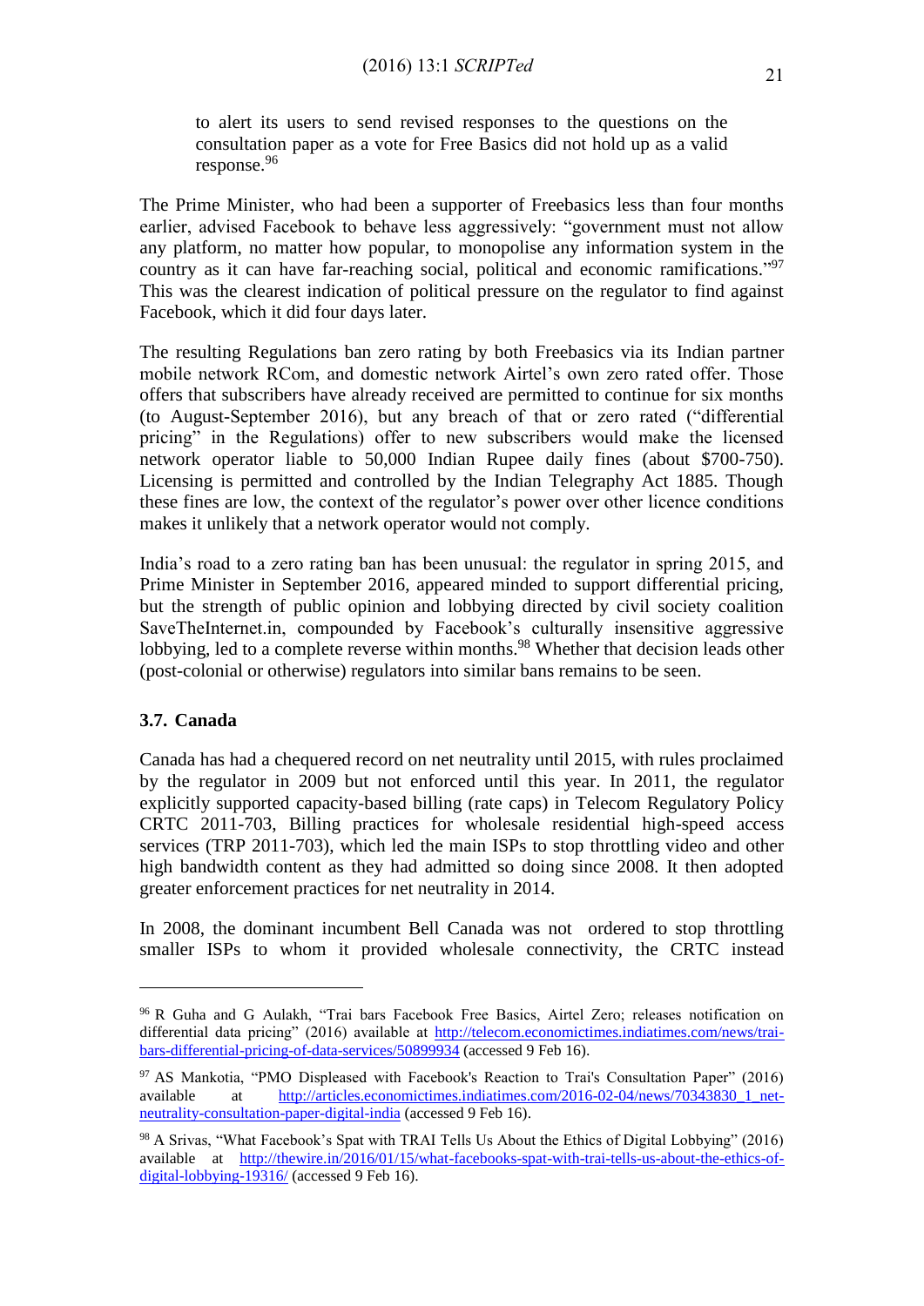> to alert its users to send revised responses to the questions on the consultation paper as a vote for Free Basics did not hold up as a valid response.[96]

The Prime Minister, who had been a supporter of Freebasics less than four months earlier, advised Facebook to behave less aggressively: "government must not allow any platform, no matter how popular, to monopolise any information system in the country as it can have far-reaching social, political and economic ramifications."[97] This was the clearest indication of political pressure on the regulator to find against Facebook, which it did four days later.

The resulting Regulations ban zero rating by both Freebasics via its Indian partner mobile network RCom, and domestic network Airtel's own zero rated offer. Those offers that subscribers have already received are permitted to continue for six months (to August-September 2016), but any breach of that or zero rated ("differential pricing" in the Regulations) offer to new subscribers would make the licensed network operator liable to 50,000 Indian Rupee daily fines (about $700-750). Licensing is permitted and controlled by the Indian Telegraphy Act 1885. Though these fines are low, the context of the regulator's power over other licence conditions makes it unlikely that a network operator would not comply.

India's road to a zero rating ban has been unusual: the regulator in spring 2015, and Prime Minister in September 2016, appeared minded to support differential pricing, but the strength of public opinion and lobbying directed by civil society coalition SaveTheInternet.in, compounded by Facebook's culturally insensitive aggressive lobbying, led to a complete reverse within months.[98] Whether that decision leads other (post-colonial or otherwise) regulators into similar bans remains to be seen.

### 3.7. Canada

Canada has had a chequered record on net neutrality until 2015, with rules proclaimed by the regulator in 2009 but not enforced until this year. In 2011, the regulator explicitly supported capacity-based billing (rate caps) in Telecom Regulatory Policy CRTC 2011-703, Billing practices for wholesale residential high-speed access services (TRP 2011-703), which led the main ISPs to stop throttling video and other high bandwidth content as they had admitted so doing since 2008. It then adopted greater enforcement practices for net neutrality in 2014.

In 2008, the dominant incumbent Bell Canada was not ordered to stop throttling smaller ISPs to whom it provided wholesale connectivity, the CRTC instead

---

[96] R Guha and G Aulakh, "Trai bars Facebook Free Basics, Airtel Zero; releases notification on differential data pricing" (2016) available at http://telecom.economictimes.indiatimes.com/news/trai-bars-differential-pricing-of-data-services/50899934 (accessed 9 Feb 16).

[97] AS Mankotia, "PMO Displeased with Facebook's Reaction to Trai's Consultation Paper" (2016) available at http://articles.economictimes.indiatimes.com/2016-02-04/news/70343830_1_net-neutrality-consultation-paper-digital-india (accessed 9 Feb 16).

[98] A Srivas, "What Facebook's Spat with TRAI Tells Us About the Ethics of Digital Lobbying" (2016) available at http://thewire.in/2016/01/15/what-facebooks-spat-with-trai-tells-us-about-the-ethics-of-digital-lobbying-19316/ (accessed 9 Feb 16).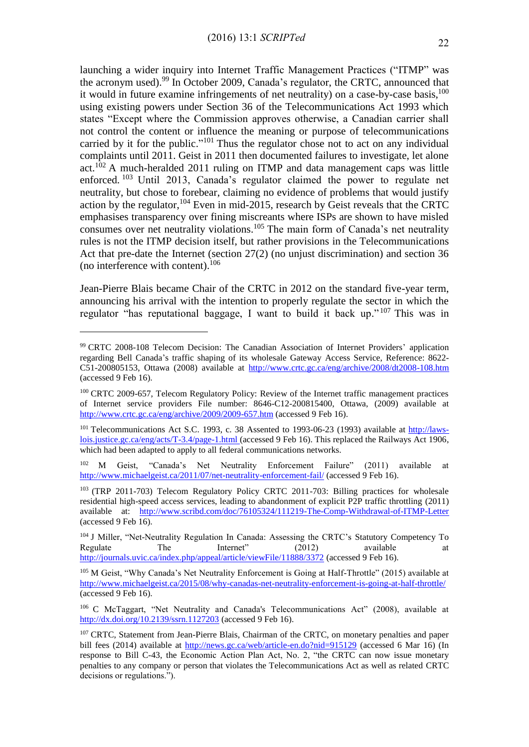launching a wider inquiry into Internet Traffic Management Practices ("ITMP" was the acronym used).[99] In October 2009, Canada's regulator, the CRTC, announced that it would in future examine infringements of net neutrality) on a case-by-case basis,[100] using existing powers under Section 36 of the Telecommunications Act 1993 which states "Except where the Commission approves otherwise, a Canadian carrier shall not control the content or influence the meaning or purpose of telecommunications carried by it for the public."[101] Thus the regulator chose not to act on any individual complaints until 2011. Geist in 2011 then documented failures to investigate, let alone act.[102] A much-heralded 2011 ruling on ITMP and data management caps was little enforced.[103] Until 2013, Canada's regulator claimed the power to regulate net neutrality, but chose to forebear, claiming no evidence of problems that would justify action by the regulator,[104] Even in mid-2015, research by Geist reveals that the CRTC emphasises transparency over fining miscreants where ISPs are shown to have misled consumes over net neutrality violations.[105] The main form of Canada's net neutrality rules is not the ITMP decision itself, but rather provisions in the Telecommunications Act that pre-date the Internet (section 27(2) (no unjust discrimination) and section 36 (no interference with content).[106]

Jean-Pierre Blais became Chair of the CRTC in 2012 on the standard five-year term, announcing his arrival with the intention to properly regulate the sector in which the regulator "has reputational baggage, I want to build it back up."[107] This was in

---

[99] CRTC 2008-108 Telecom Decision: The Canadian Association of Internet Providers' application regarding Bell Canada's traffic shaping of its wholesale Gateway Access Service, Reference: 8622-C51-200805153, Ottawa (2008) available at http://www.crtc.gc.ca/eng/archive/2008/dt2008-108.htm (accessed 9 Feb 16).

[100] CRTC 2009-657, Telecom Regulatory Policy: Review of the Internet traffic management practices of Internet service providers File number: 8646-C12-200815400, Ottawa, (2009) available at http://www.crtc.gc.ca/eng/archive/2009/2009-657.htm (accessed 9 Feb 16).

[101] Telecommunications Act S.C. 1993, c. 38 Assented to 1993-06-23 (1993) available at http://laws-lois.justice.gc.ca/eng/acts/T-3.4/page-1.html (accessed 9 Feb 16). This replaced the Railways Act 1906, which had been adapted to apply to all federal communications networks.

[102] M Geist, "Canada's Net Neutrality Enforcement Failure" (2011) available at http://www.michaelgeist.ca/2011/07/net-neutrality-enforcement-fail/ (accessed 9 Feb 16).

[103] (TRP 2011-703) Telecom Regulatory Policy CRTC 2011-703: Billing practices for wholesale residential high-speed access services, leading to abandonment of explicit P2P traffic throttling (2011) available at: http://www.scribd.com/doc/76105324/111219-The-Comp-Withdrawal-of-ITMP-Letter (accessed 9 Feb 16).

[104] J Miller, "Net-Neutrality Regulation In Canada: Assessing the CRTC's Statutory Competency To Regulate The Internet" (2012) available at http://journals.uvic.ca/index.php/appeal/article/viewFile/11888/3372 (accessed 9 Feb 16).

[105] M Geist, "Why Canada's Net Neutrality Enforcement is Going at Half-Throttle" (2015) available at http://www.michaelgeist.ca/2015/08/why-canadas-net-neutrality-enforcement-is-going-at-half-throttle/ (accessed 9 Feb 16).

[106] C McTaggart, "Net Neutrality and Canada's Telecommunications Act" (2008), available at http://dx.doi.org/10.2139/ssrn.1127203 (accessed 9 Feb 16).

[107] CRTC, Statement from Jean-Pierre Blais, Chairman of the CRTC, on monetary penalties and paper bill fees (2014) available at http://news.gc.ca/web/article-en.do?nid=915129 (accessed 6 Mar 16) (In response to Bill C-43, the Economic Action Plan Act, No. 2, "the CRTC can now issue monetary penalties to any company or person that violates the Telecommunications Act as well as related CRTC decisions or regulations.").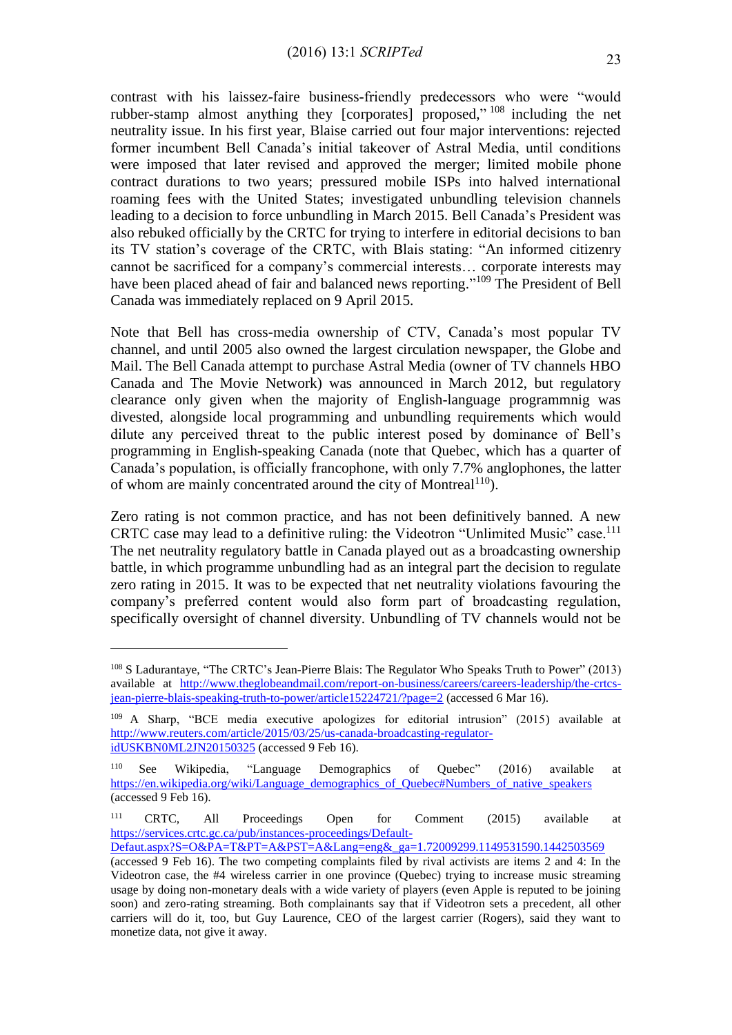contrast with his laissez-faire business-friendly predecessors who were "would rubber-stamp almost anything they [corporates] proposed,"[108] including the net neutrality issue. In his first year, Blaise carried out four major interventions: rejected former incumbent Bell Canada's initial takeover of Astral Media, until conditions were imposed that later revised and approved the merger; limited mobile phone contract durations to two years; pressured mobile ISPs into halved international roaming fees with the United States; investigated unbundling television channels leading to a decision to force unbundling in March 2015. Bell Canada's President was also rebuked officially by the CRTC for trying to interfere in editorial decisions to ban its TV station's coverage of the CRTC, with Blais stating: "An informed citizenry cannot be sacrificed for a company's commercial interests… corporate interests may have been placed ahead of fair and balanced news reporting."[109] The President of Bell Canada was immediately replaced on 9 April 2015.

Note that Bell has cross-media ownership of CTV, Canada's most popular TV channel, and until 2005 also owned the largest circulation newspaper, the Globe and Mail. The Bell Canada attempt to purchase Astral Media (owner of TV channels HBO Canada and The Movie Network) was announced in March 2012, but regulatory clearance only given when the majority of English-language programmnig was divested, alongside local programming and unbundling requirements which would dilute any perceived threat to the public interest posed by dominance of Bell's programming in English-speaking Canada (note that Quebec, which has a quarter of Canada's population, is officially francophone, with only 7.7% anglophones, the latter of whom are mainly concentrated around the city of Montreal[110]).

Zero rating is not common practice, and has not been definitively banned. A new CRTC case may lead to a definitive ruling: the Videotron "Unlimited Music" case.[111] The net neutrality regulatory battle in Canada played out as a broadcasting ownership battle, in which programme unbundling had as an integral part the decision to regulate zero rating in 2015. It was to be expected that net neutrality violations favouring the company's preferred content would also form part of broadcasting regulation, specifically oversight of channel diversity. Unbundling of TV channels would not be

---

[108] S Ladurantaye, "The CRTC's Jean-Pierre Blais: The Regulator Who Speaks Truth to Power" (2013) available at http://www.theglobeandmail.com/report-on-business/careers/careers-leadership/the-crtcs-jean-pierre-blais-speaking-truth-to-power/article15224721/?page=2 (accessed 6 Mar 16).

[109] A Sharp, "BCE media executive apologizes for editorial intrusion" (2015) available at http://www.reuters.com/article/2015/03/25/us-canada-broadcasting-regulator-idUSKBN0ML2JN20150325 (accessed 9 Feb 16).

[110] See Wikipedia, "Language Demographics of Quebec" (2016) available at https://en.wikipedia.org/wiki/Language_demographics_of_Quebec#Numbers_of_native_speakers (accessed 9 Feb 16).

[111] CRTC, All Proceedings Open for Comment (2015) available at https://services.crtc.gc.ca/pub/instances-proceedings/Default-Defaut.aspx?S=O&PA=T&PT=A&PST=A&Lang=eng&_ga=1.72009299.1149531590.1442503569 (accessed 9 Feb 16). The two competing complaints filed by rival activists are items 2 and 4: In the Videotron case, the #4 wireless carrier in one province (Quebec) trying to increase music streaming usage by doing non-monetary deals with a wide variety of players (even Apple is reputed to be joining soon) and zero-rating streaming. Both complainants say that if Videotron sets a precedent, all other carriers will do it, too, but Guy Laurence, CEO of the largest carrier (Rogers), said they want to monetize data, not give it away.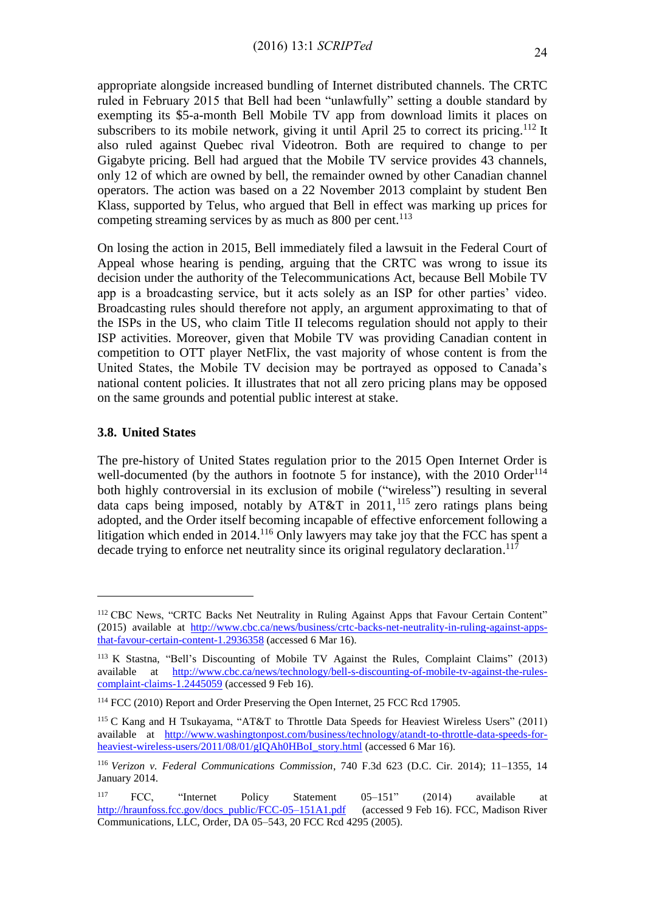appropriate alongside increased bundling of Internet distributed channels. The CRTC ruled in February 2015 that Bell had been "unlawfully" setting a double standard by exempting its $5-a-month Bell Mobile TV app from download limits it places on subscribers to its mobile network, giving it until April 25 to correct its pricing.[112] It also ruled against Quebec rival Videotron. Both are required to change to per Gigabyte pricing. Bell had argued that the Mobile TV service provides 43 channels, only 12 of which are owned by bell, the remainder owned by other Canadian channel operators. The action was based on a 22 November 2013 complaint by student Ben Klass, supported by Telus, who argued that Bell in effect was marking up prices for competing streaming services by as much as 800 per cent.[113]

On losing the action in 2015, Bell immediately filed a lawsuit in the Federal Court of Appeal whose hearing is pending, arguing that the CRTC was wrong to issue its decision under the authority of the Telecommunications Act, because Bell Mobile TV app is a broadcasting service, but it acts solely as an ISP for other parties' video. Broadcasting rules should therefore not apply, an argument approximating to that of the ISPs in the US, who claim Title II telecoms regulation should not apply to their ISP activities. Moreover, given that Mobile TV was providing Canadian content in competition to OTT player NetFlix, the vast majority of whose content is from the United States, the Mobile TV decision may be portrayed as opposed to Canada's national content policies. It illustrates that not all zero pricing plans may be opposed on the same grounds and potential public interest at stake.

### 3.8. United States

The pre-history of United States regulation prior to the 2015 Open Internet Order is well-documented (by the authors in footnote 5 for instance), with the 2010 Order[114] both highly controversial in its exclusion of mobile ("wireless") resulting in several data caps being imposed, notably by AT&T in 2011,[115] zero ratings plans being adopted, and the Order itself becoming incapable of effective enforcement following a litigation which ended in 2014.[116] Only lawyers may take joy that the FCC has spent a decade trying to enforce net neutrality since its original regulatory declaration.[117]

---

[112] CBC News, "CRTC Backs Net Neutrality in Ruling Against Apps that Favour Certain Content" (2015) available at http://www.cbc.ca/news/business/crtc-backs-net-neutrality-in-ruling-against-apps-that-favour-certain-content-1.2936358 (accessed 6 Mar 16).

[113] K Stastna, "Bell's Discounting of Mobile TV Against the Rules, Complaint Claims" (2013) available at http://www.cbc.ca/news/technology/bell-s-discounting-of-mobile-tv-against-the-rules-complaint-claims-1.2445059 (accessed 9 Feb 16).

[114] FCC (2010) Report and Order Preserving the Open Internet, 25 FCC Rcd 17905.

[115] C Kang and H Tsukayama, "AT&T to Throttle Data Speeds for Heaviest Wireless Users" (2011) available at http://www.washingtonpost.com/business/technology/atandt-to-throttle-data-speeds-for-heaviest-wireless-users/2011/08/01/gIQAh0HBoI_story.html (accessed 6 Mar 16).

[116] *Verizon v. Federal Communications Commission*, 740 F.3d 623 (D.C. Cir. 2014); 11–1355, 14 January 2014.

[117] FCC, "Internet Policy Statement 05–151" (2014) available at http://hraunfoss.fcc.gov/docs_public/FCC-05–151A1.pdf (accessed 9 Feb 16). FCC, Madison River Communications, LLC, Order, DA 05–543, 20 FCC Rcd 4295 (2005).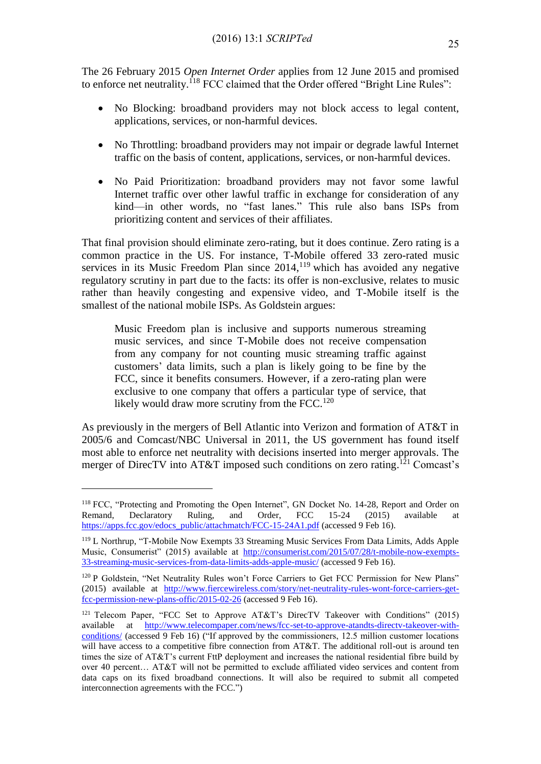The 26 February 2015 *Open Internet Order* applies from 12 June 2015 and promised to enforce net neutrality.[118] FCC claimed that the Order offered "Bright Line Rules":

- No Blocking: broadband providers may not block access to legal content, applications, services, or non-harmful devices.
- No Throttling: broadband providers may not impair or degrade lawful Internet traffic on the basis of content, applications, services, or non-harmful devices.
- No Paid Prioritization: broadband providers may not favor some lawful Internet traffic over other lawful traffic in exchange for consideration of any kind—in other words, no "fast lanes." This rule also bans ISPs from prioritizing content and services of their affiliates.

That final provision should eliminate zero-rating, but it does continue. Zero rating is a common practice in the US. For instance, T-Mobile offered 33 zero-rated music services in its Music Freedom Plan since 2014,[119] which has avoided any negative regulatory scrutiny in part due to the facts: its offer is non-exclusive, relates to music rather than heavily congesting and expensive video, and T-Mobile itself is the smallest of the national mobile ISPs. As Goldstein argues:

> Music Freedom plan is inclusive and supports numerous streaming music services, and since T-Mobile does not receive compensation from any company for not counting music streaming traffic against customers' data limits, such a plan is likely going to be fine by the FCC, since it benefits consumers. However, if a zero-rating plan were exclusive to one company that offers a particular type of service, that likely would draw more scrutiny from the FCC.[120]

As previously in the mergers of Bell Atlantic into Verizon and formation of AT&T in 2005/6 and Comcast/NBC Universal in 2011, the US government has found itself most able to enforce net neutrality with decisions inserted into merger approvals. The merger of DirecTV into AT&T imposed such conditions on zero rating.[121] Comcast's

---

[118] FCC, "Protecting and Promoting the Open Internet", GN Docket No. 14-28, Report and Order on Remand, Declaratory Ruling, and Order, FCC 15-24 (2015) available at https://apps.fcc.gov/edocs_public/attachmatch/FCC-15-24A1.pdf (accessed 9 Feb 16).

[119] L Northrup, "T-Mobile Now Exempts 33 Streaming Music Services From Data Limits, Adds Apple Music, Consumerist" (2015) available at http://consumerist.com/2015/07/28/t-mobile-now-exempts-33-streaming-music-services-from-data-limits-adds-apple-music/ (accessed 9 Feb 16).

[120] P Goldstein, "Net Neutrality Rules won't Force Carriers to Get FCC Permission for New Plans" (2015) available at http://www.fiercewireless.com/story/net-neutrality-rules-wont-force-carriers-get-fcc-permission-new-plans-offic/2015-02-26 (accessed 9 Feb 16).

[121] Telecom Paper, "FCC Set to Approve AT&T's DirecTV Takeover with Conditions" (2015) available at http://www.telecompaper.com/news/fcc-set-to-approve-atandts-directv-takeover-with-conditions/ (accessed 9 Feb 16) ("If approved by the commissioners, 12.5 million customer locations will have access to a competitive fibre connection from AT&T. The additional roll-out is around ten times the size of AT&T's current FttP deployment and increases the national residential fibre build by over 40 percent… AT&T will not be permitted to exclude affiliated video services and content from data caps on its fixed broadband connections. It will also be required to submit all competed interconnection agreements with the FCC.")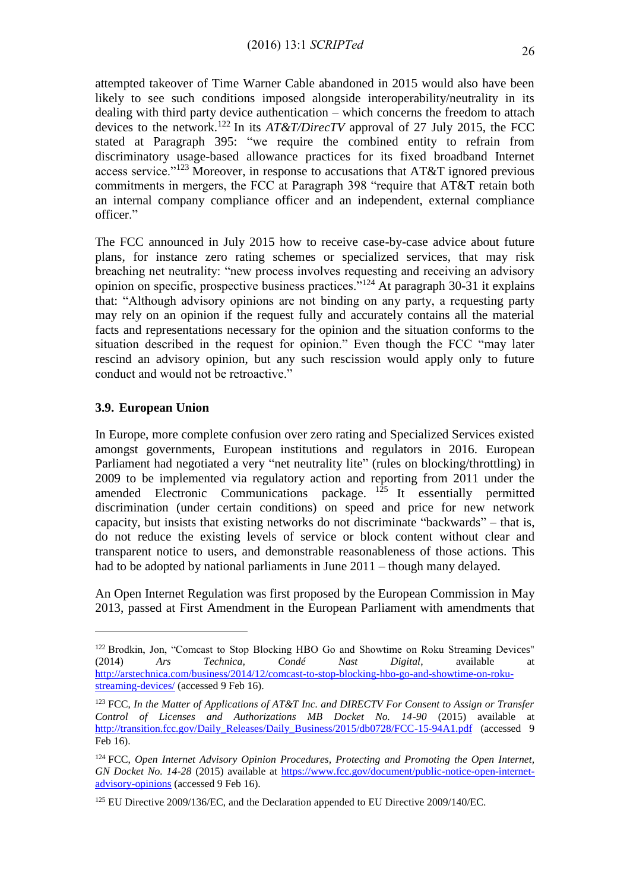attempted takeover of Time Warner Cable abandoned in 2015 would also have been likely to see such conditions imposed alongside interoperability/neutrality in its dealing with third party device authentication – which concerns the freedom to attach devices to the network.[122] In its *AT&T/DirecTV* approval of 27 July 2015, the FCC stated at Paragraph 395: "we require the combined entity to refrain from discriminatory usage-based allowance practices for its fixed broadband Internet access service."[123] Moreover, in response to accusations that AT&T ignored previous commitments in mergers, the FCC at Paragraph 398 "require that AT&T retain both an internal company compliance officer and an independent, external compliance officer."

The FCC announced in July 2015 how to receive case-by-case advice about future plans, for instance zero rating schemes or specialized services, that may risk breaching net neutrality: "new process involves requesting and receiving an advisory opinion on specific, prospective business practices."[124] At paragraph 30-31 it explains that: "Although advisory opinions are not binding on any party, a requesting party may rely on an opinion if the request fully and accurately contains all the material facts and representations necessary for the opinion and the situation conforms to the situation described in the request for opinion." Even though the FCC "may later rescind an advisory opinion, but any such rescission would apply only to future conduct and would not be retroactive."

### 3.9. European Union

In Europe, more complete confusion over zero rating and Specialized Services existed amongst governments, European institutions and regulators in 2016. European Parliament had negotiated a very "net neutrality lite" (rules on blocking/throttling) in 2009 to be implemented via regulatory action and reporting from 2011 under the amended Electronic Communications package. [125] It essentially permitted discrimination (under certain conditions) on speed and price for new network capacity, but insists that existing networks do not discriminate "backwards" – that is, do not reduce the existing levels of service or block content without clear and transparent notice to users, and demonstrable reasonableness of those actions. This had to be adopted by national parliaments in June 2011 – though many delayed.

An Open Internet Regulation was first proposed by the European Commission in May 2013, passed at First Amendment in the European Parliament with amendments that

---

[122] Brodkin, Jon, "Comcast to Stop Blocking HBO Go and Showtime on Roku Streaming Devices" (2014) *Ars Technica, Condé Nast Digital*, available at http://arstechnica.com/business/2014/12/comcast-to-stop-blocking-hbo-go-and-showtime-on-roku-streaming-devices/ (accessed 9 Feb 16).

[123] FCC, *In the Matter of Applications of AT&T Inc. and DIRECTV For Consent to Assign or Transfer Control of Licenses and Authorizations MB Docket No. 14-90* (2015) available at http://transition.fcc.gov/Daily_Releases/Daily_Business/2015/db0728/FCC-15-94A1.pdf (accessed 9 Feb 16).

[124] FCC, *Open Internet Advisory Opinion Procedures, Protecting and Promoting the Open Internet, GN Docket No. 14-28* (2015) available at https://www.fcc.gov/document/public-notice-open-internet-advisory-opinions (accessed 9 Feb 16).

[125] EU Directive 2009/136/EC, and the Declaration appended to EU Directive 2009/140/EC.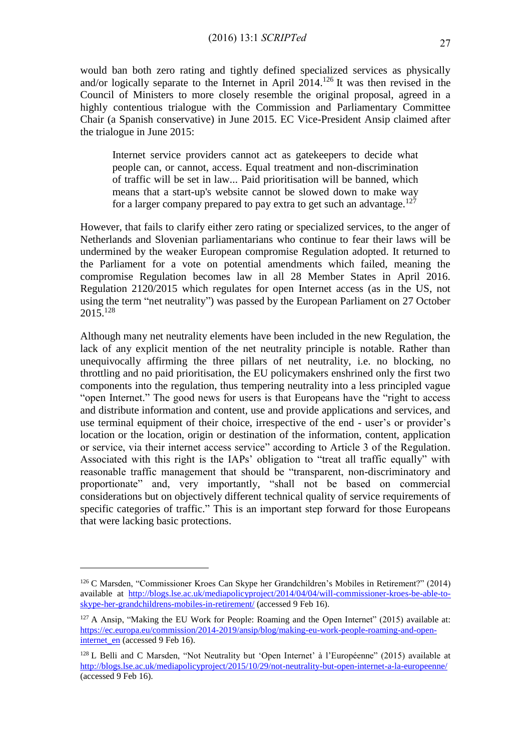would ban both zero rating and tightly defined specialized services as physically and/or logically separate to the Internet in April 2014.[126] It was then revised in the Council of Ministers to more closely resemble the original proposal, agreed in a highly contentious trialogue with the Commission and Parliamentary Committee Chair (a Spanish conservative) in June 2015. EC Vice-President Ansip claimed after the trialogue in June 2015:

> Internet service providers cannot act as gatekeepers to decide what people can, or cannot, access. Equal treatment and non-discrimination of traffic will be set in law... Paid prioritisation will be banned, which means that a start-up's website cannot be slowed down to make way for a larger company prepared to pay extra to get such an advantage.[127]

However, that fails to clarify either zero rating or specialized services, to the anger of Netherlands and Slovenian parliamentarians who continue to fear their laws will be undermined by the weaker European compromise Regulation adopted. It returned to the Parliament for a vote on potential amendments which failed, meaning the compromise Regulation becomes law in all 28 Member States in April 2016. Regulation 2120/2015 which regulates for open Internet access (as in the US, not using the term "net neutrality") was passed by the European Parliament on 27 October 2015.[128]

Although many net neutrality elements have been included in the new Regulation, the lack of any explicit mention of the net neutrality principle is notable. Rather than unequivocally affirming the three pillars of net neutrality, i.e. no blocking, no throttling and no paid prioritisation, the EU policymakers enshrined only the first two components into the regulation, thus tempering neutrality into a less principled vague "open Internet." The good news for users is that Europeans have the "right to access and distribute information and content, use and provide applications and services, and use terminal equipment of their choice, irrespective of the end - user's or provider's location or the location, origin or destination of the information, content, application or service, via their internet access service" according to Article 3 of the Regulation. Associated with this right is the IAPs' obligation to "treat all traffic equally" with reasonable traffic management that should be "transparent, non-discriminatory and proportionate" and, very importantly, "shall not be based on commercial considerations but on objectively different technical quality of service requirements of specific categories of traffic." This is an important step forward for those Europeans that were lacking basic protections.

---

[126] C Marsden, "Commissioner Kroes Can Skype her Grandchildren's Mobiles in Retirement?" (2014) available at http://blogs.lse.ac.uk/mediapolicyproject/2014/04/04/will-commissioner-kroes-be-able-to-skype-her-grandchildrens-mobiles-in-retirement/ (accessed 9 Feb 16).

[127] A Ansip, "Making the EU Work for People: Roaming and the Open Internet" (2015) available at: https://ec.europa.eu/commission/2014-2019/ansip/blog/making-eu-work-people-roaming-and-open-internet_en (accessed 9 Feb 16).

[128] L Belli and C Marsden, "Not Neutrality but 'Open Internet' à l'Européenne" (2015) available at http://blogs.lse.ac.uk/mediapolicyproject/2015/10/29/not-neutrality-but-open-internet-a-la-europeenne/ (accessed 9 Feb 16).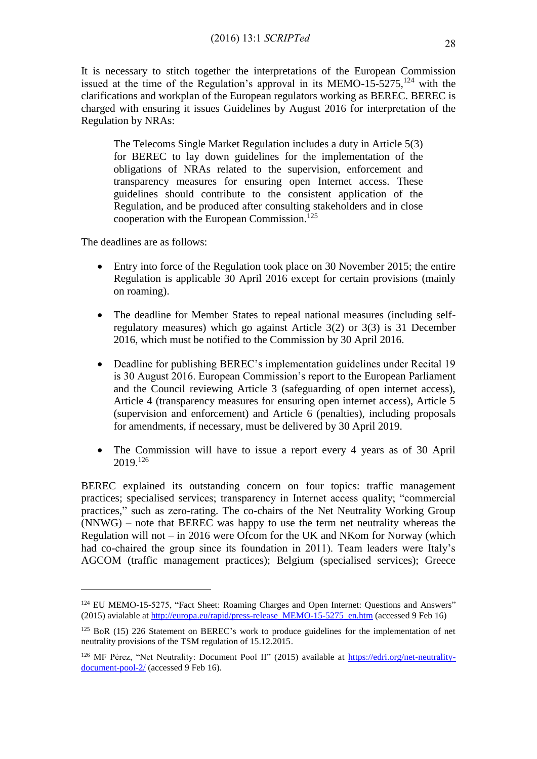It is necessary to stitch together the interpretations of the European Commission issued at the time of the Regulation's approval in its MEMO-15-5275,[124] with the clarifications and workplan of the European regulators working as BEREC. BEREC is charged with ensuring it issues Guidelines by August 2016 for interpretation of the Regulation by NRAs:

> The Telecoms Single Market Regulation includes a duty in Article 5(3) for BEREC to lay down guidelines for the implementation of the obligations of NRAs related to the supervision, enforcement and transparency measures for ensuring open Internet access. These guidelines should contribute to the consistent application of the Regulation, and be produced after consulting stakeholders and in close cooperation with the European Commission.[125]

The deadlines are as follows:

- Entry into force of the Regulation took place on 30 November 2015; the entire Regulation is applicable 30 April 2016 except for certain provisions (mainly on roaming).
- The deadline for Member States to repeal national measures (including self-regulatory measures) which go against Article 3(2) or 3(3) is 31 December 2016, which must be notified to the Commission by 30 April 2016.
- Deadline for publishing BEREC's implementation guidelines under Recital 19 is 30 August 2016. European Commission's report to the European Parliament and the Council reviewing Article 3 (safeguarding of open internet access), Article 4 (transparency measures for ensuring open internet access), Article 5 (supervision and enforcement) and Article 6 (penalties), including proposals for amendments, if necessary, must be delivered by 30 April 2019.
- The Commission will have to issue a report every 4 years as of 30 April 2019.[126]

BEREC explained its outstanding concern on four topics: traffic management practices; specialised services; transparency in Internet access quality; "commercial practices," such as zero-rating. The co-chairs of the Net Neutrality Working Group (NNWG) – note that BEREC was happy to use the term net neutrality whereas the Regulation will not – in 2016 were Ofcom for the UK and NKom for Norway (which had co-chaired the group since its foundation in 2011). Team leaders were Italy's AGCOM (traffic management practices); Belgium (specialised services); Greece

---

[124] EU MEMO-15-5275, "Fact Sheet: Roaming Charges and Open Internet: Questions and Answers" (2015) avialable at http://europa.eu/rapid/press-release_MEMO-15-5275_en.htm (accessed 9 Feb 16)

[125] BoR (15) 226 Statement on BEREC's work to produce guidelines for the implementation of net neutrality provisions of the TSM regulation of 15.12.2015.

[126] MF Pérez, "Net Neutrality: Document Pool II" (2015) available at https://edri.org/net-neutrality-document-pool-2/ (accessed 9 Feb 16).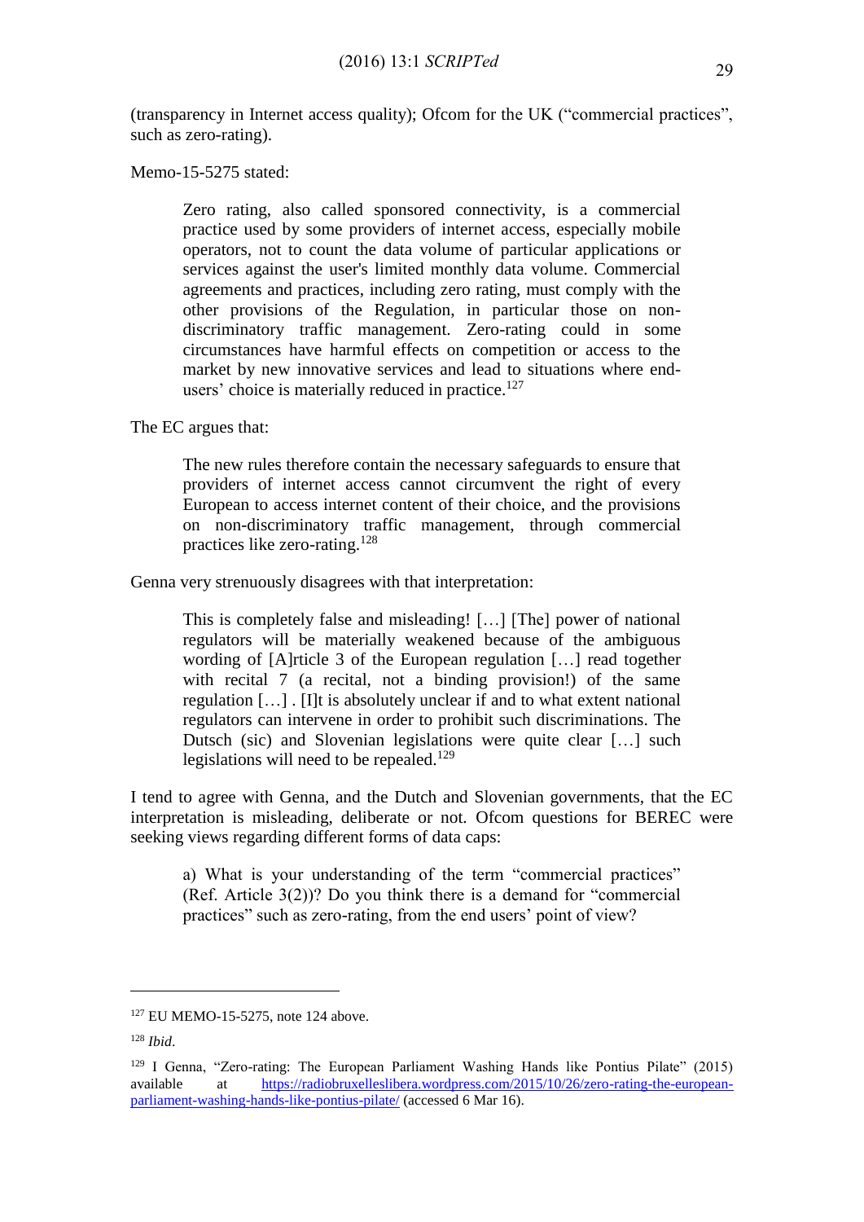(transparency in Internet access quality); Ofcom for the UK ("commercial practices", such as zero-rating).

Memo-15-5275 stated:

> Zero rating, also called sponsored connectivity, is a commercial practice used by some providers of internet access, especially mobile operators, not to count the data volume of particular applications or services against the user's limited monthly data volume. Commercial agreements and practices, including zero rating, must comply with the other provisions of the Regulation, in particular those on non-discriminatory traffic management. Zero-rating could in some circumstances have harmful effects on competition or access to the market by new innovative services and lead to situations where end-users' choice is materially reduced in practice.[127]

The EC argues that:

> The new rules therefore contain the necessary safeguards to ensure that providers of internet access cannot circumvent the right of every European to access internet content of their choice, and the provisions on non-discriminatory traffic management, through commercial practices like zero-rating.[128]

Genna very strenuously disagrees with that interpretation:

> This is completely false and misleading! […] [The] power of national regulators will be materially weakened because of the ambiguous wording of [A]rticle 3 of the European regulation […] read together with recital 7 (a recital, not a binding provision!) of the same regulation […] . [I]t is absolutely unclear if and to what extent national regulators can intervene in order to prohibit such discriminations. The Dutsch (sic) and Slovenian legislations were quite clear […] such legislations will need to be repealed.[129]

I tend to agree with Genna, and the Dutch and Slovenian governments, that the EC interpretation is misleading, deliberate or not. Ofcom questions for BEREC were seeking views regarding different forms of data caps:

> a) What is your understanding of the term "commercial practices" (Ref. Article 3(2))? Do you think there is a demand for "commercial practices" such as zero-rating, from the end users' point of view?

---

[127] EU MEMO-15-5275, note 124 above.

[128] *Ibid*.

[129] I Genna, "Zero-rating: The European Parliament Washing Hands like Pontius Pilate" (2015) available at https://radiobruxelleslibera.wordpress.com/2015/10/26/zero-rating-the-european-parliament-washing-hands-like-pontius-pilate/ (accessed 6 Mar 16).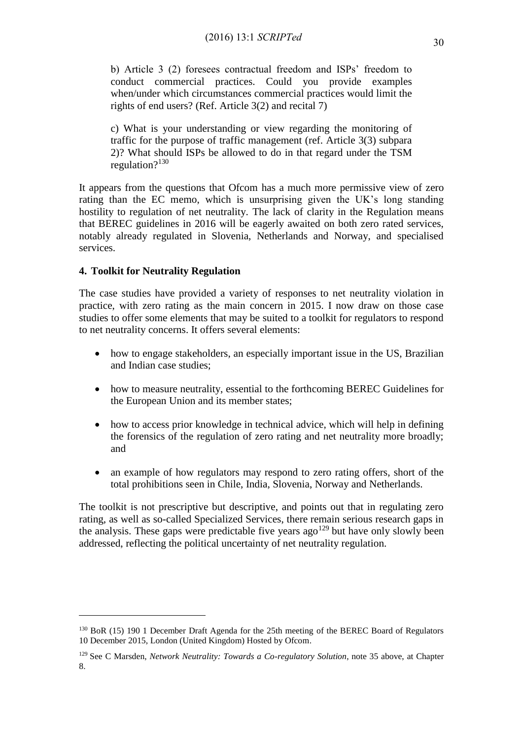b) Article 3 (2) foresees contractual freedom and ISPs' freedom to conduct commercial practices. Could you provide examples when/under which circumstances commercial practices would limit the rights of end users? (Ref. Article 3(2) and recital 7)

c) What is your understanding or view regarding the monitoring of traffic for the purpose of traffic management (ref. Article 3(3) subpara 2)? What should ISPs be allowed to do in that regard under the TSM regulation?[130]

It appears from the questions that Ofcom has a much more permissive view of zero rating than the EC memo, which is unsurprising given the UK's long standing hostility to regulation of net neutrality. The lack of clarity in the Regulation means that BEREC guidelines in 2016 will be eagerly awaited on both zero rated services, notably already regulated in Slovenia, Netherlands and Norway, and specialised services.

## 4. Toolkit for Neutrality Regulation

The case studies have provided a variety of responses to net neutrality violation in practice, with zero rating as the main concern in 2015. I now draw on those case studies to offer some elements that may be suited to a toolkit for regulators to respond to net neutrality concerns. It offers several elements:

- how to engage stakeholders, an especially important issue in the US, Brazilian and Indian case studies;
- how to measure neutrality, essential to the forthcoming BEREC Guidelines for the European Union and its member states;
- how to access prior knowledge in technical advice, which will help in defining the forensics of the regulation of zero rating and net neutrality more broadly; and
- an example of how regulators may respond to zero rating offers, short of the total prohibitions seen in Chile, India, Slovenia, Norway and Netherlands.

The toolkit is not prescriptive but descriptive, and points out that in regulating zero rating, as well as so-called Specialized Services, there remain serious research gaps in the analysis. These gaps were predictable five years ago[129] but have only slowly been addressed, reflecting the political uncertainty of net neutrality regulation.

---

[130] BoR (15) 190 1 December Draft Agenda for the 25th meeting of the BEREC Board of Regulators 10 December 2015, London (United Kingdom) Hosted by Ofcom.

[129] See C Marsden, *Network Neutrality: Towards a Co-regulatory Solution*, note 35 above, at Chapter 8.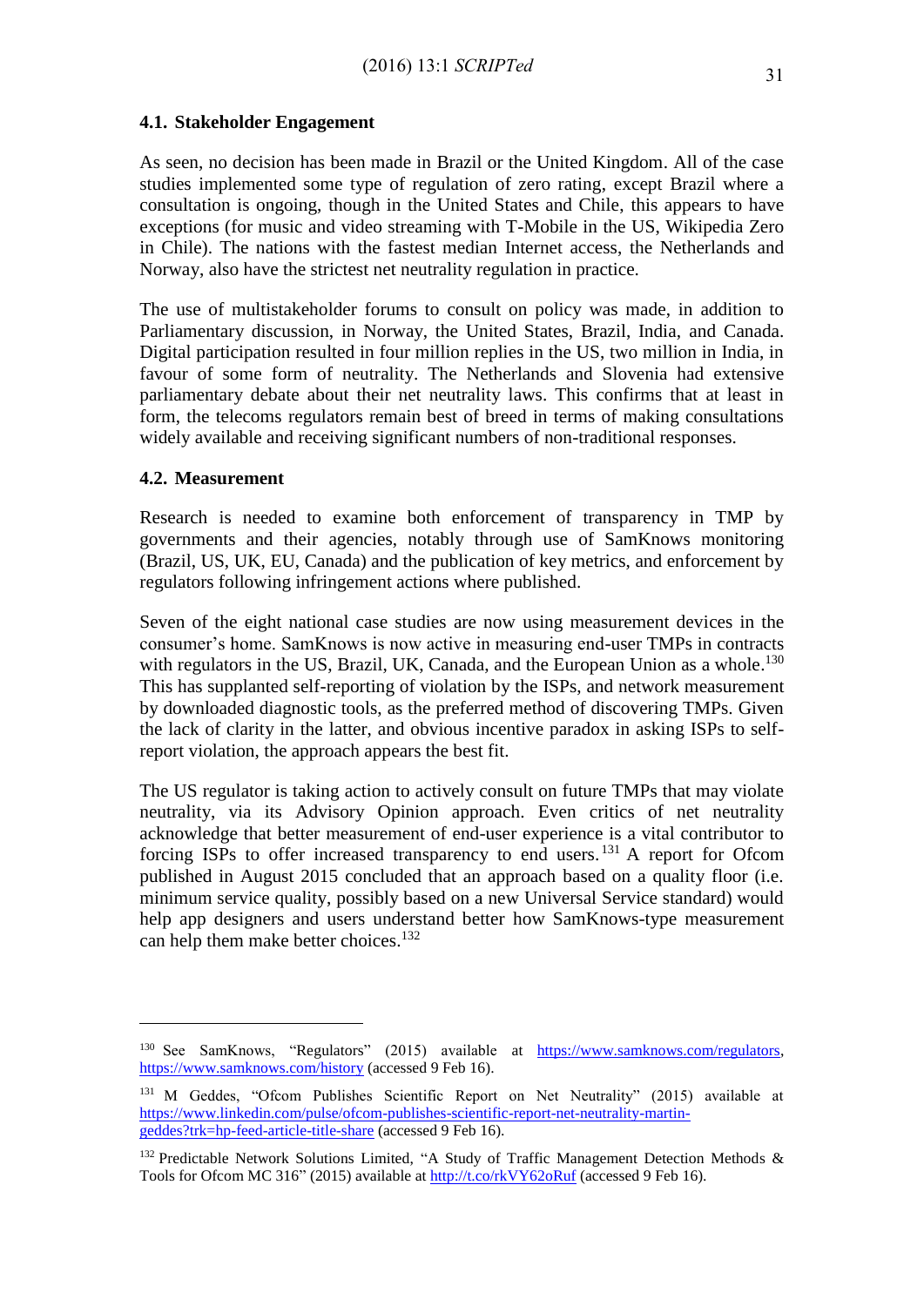### 4.1. Stakeholder Engagement

As seen, no decision has been made in Brazil or the United Kingdom. All of the case studies implemented some type of regulation of zero rating, except Brazil where a consultation is ongoing, though in the United States and Chile, this appears to have exceptions (for music and video streaming with T-Mobile in the US, Wikipedia Zero in Chile). The nations with the fastest median Internet access, the Netherlands and Norway, also have the strictest net neutrality regulation in practice.

The use of multistakeholder forums to consult on policy was made, in addition to Parliamentary discussion, in Norway, the United States, Brazil, India, and Canada. Digital participation resulted in four million replies in the US, two million in India, in favour of some form of neutrality. The Netherlands and Slovenia had extensive parliamentary debate about their net neutrality laws. This confirms that at least in form, the telecoms regulators remain best of breed in terms of making consultations widely available and receiving significant numbers of non-traditional responses.

### 4.2. Measurement

Research is needed to examine both enforcement of transparency in TMP by governments and their agencies, notably through use of SamKnows monitoring (Brazil, US, UK, EU, Canada) and the publication of key metrics, and enforcement by regulators following infringement actions where published.

Seven of the eight national case studies are now using measurement devices in the consumer's home. SamKnows is now active in measuring end-user TMPs in contracts with regulators in the US, Brazil, UK, Canada, and the European Union as a whole.[130] This has supplanted self-reporting of violation by the ISPs, and network measurement by downloaded diagnostic tools, as the preferred method of discovering TMPs. Given the lack of clarity in the latter, and obvious incentive paradox in asking ISPs to self-report violation, the approach appears the best fit.

The US regulator is taking action to actively consult on future TMPs that may violate neutrality, via its Advisory Opinion approach. Even critics of net neutrality acknowledge that better measurement of end-user experience is a vital contributor to forcing ISPs to offer increased transparency to end users.[131] A report for Ofcom published in August 2015 concluded that an approach based on a quality floor (i.e. minimum service quality, possibly based on a new Universal Service standard) would help app designers and users understand better how SamKnows-type measurement can help them make better choices.[132]

---

[130] See SamKnows, "Regulators" (2015) available at https://www.samknows.com/regulators, https://www.samknows.com/history (accessed 9 Feb 16).

[131] M Geddes, "Ofcom Publishes Scientific Report on Net Neutrality" (2015) available at https://www.linkedin.com/pulse/ofcom-publishes-scientific-report-net-neutrality-martin-geddes?trk=hp-feed-article-title-share (accessed 9 Feb 16).

[132] Predictable Network Solutions Limited, "A Study of Traffic Management Detection Methods & Tools for Ofcom MC 316" (2015) available at http://t.co/rkVY62oRuf (accessed 9 Feb 16).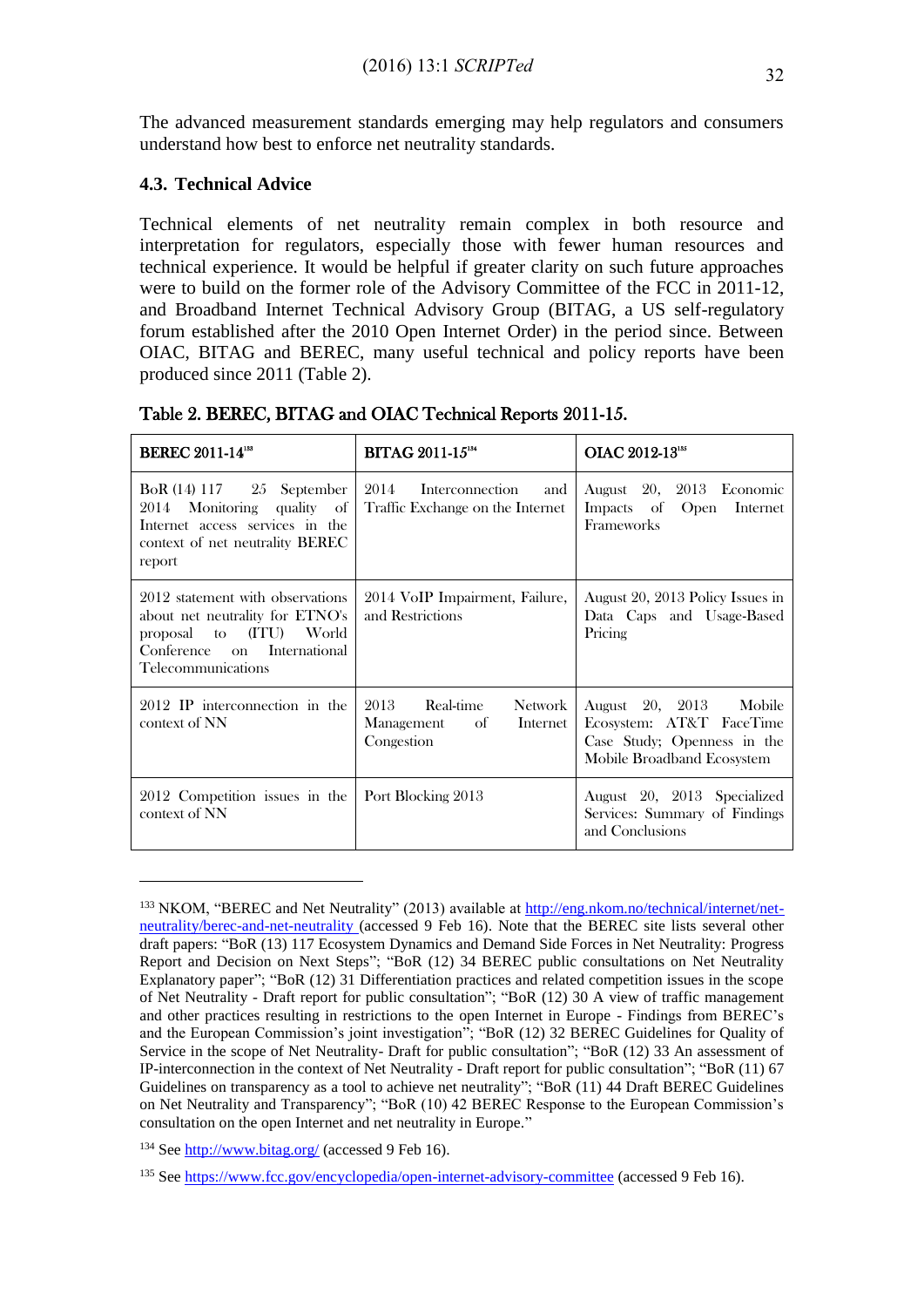The advanced measurement standards emerging may help regulators and consumers understand how best to enforce net neutrality standards.

### 4.3. Technical Advice

Technical elements of net neutrality remain complex in both resource and interpretation for regulators, especially those with fewer human resources and technical experience. It would be helpful if greater clarity on such future approaches were to build on the former role of the Advisory Committee of the FCC in 2011-12, and Broadband Internet Technical Advisory Group (BITAG, a US self-regulatory forum established after the 2010 Open Internet Order) in the period since. Between OIAC, BITAG and BEREC, many useful technical and policy reports have been produced since 2011 (Table 2).

**Table 2. BEREC, BITAG and OIAC Technical Reports 2011-15.**

| **BEREC 2011-14**[133] | **BITAG 2011-15**[134] | **OIAC 2012-13**[135] |
|---|---|---|
| BoR (14) 117 25 September 2014 Monitoring quality of Internet access services in the context of net neutrality BEREC report | 2014 Interconnection and Traffic Exchange on the Internet | August 20, 2013 Economic Impacts of Open Internet Frameworks |
| 2012 statement with observations about net neutrality for ETNO's proposal to (ITU) World Conference on International Telecommunications | 2014 VoIP Impairment, Failure, and Restrictions | August 20, 2013 Policy Issues in Data Caps and Usage-Based Pricing |
| 2012 IP interconnection in the context of NN | 2013 Real-time Network Management of Internet Congestion | August 20, 2013 Mobile Ecosystem: AT&T FaceTime Case Study; Openness in the Mobile Broadband Ecosystem |
| 2012 Competition issues in the context of NN | Port Blocking 2013 | August 20, 2013 Specialized Services: Summary of Findings and Conclusions |

---

[133] NKOM, "BEREC and Net Neutrality" (2013) available at http://eng.nkom.no/technical/internet/net-neutrality/berec-and-net-neutrality (accessed 9 Feb 16). Note that the BEREC site lists several other draft papers: "BoR (13) 117 Ecosystem Dynamics and Demand Side Forces in Net Neutrality: Progress Report and Decision on Next Steps"; "BoR (12) 34 BEREC public consultations on Net Neutrality Explanatory paper"; "BoR (12) 31 Differentiation practices and related competition issues in the scope of Net Neutrality - Draft report for public consultation"; "BoR (12) 30 A view of traffic management and other practices resulting in restrictions to the open Internet in Europe - Findings from BEREC's and the European Commission's joint investigation"; "BoR (12) 32 BEREC Guidelines for Quality of Service in the scope of Net Neutrality- Draft for public consultation"; "BoR (12) 33 An assessment of IP-interconnection in the context of Net Neutrality - Draft report for public consultation"; "BoR (11) 67 Guidelines on transparency as a tool to achieve net neutrality"; "BoR (11) 44 Draft BEREC Guidelines on Net Neutrality and Transparency"; "BoR (10) 42 BEREC Response to the European Commission's consultation on the open Internet and net neutrality in Europe."

[134] See http://www.bitag.org/ (accessed 9 Feb 16).

[135] See https://www.fcc.gov/encyclopedia/open-internet-advisory-committee (accessed 9 Feb 16).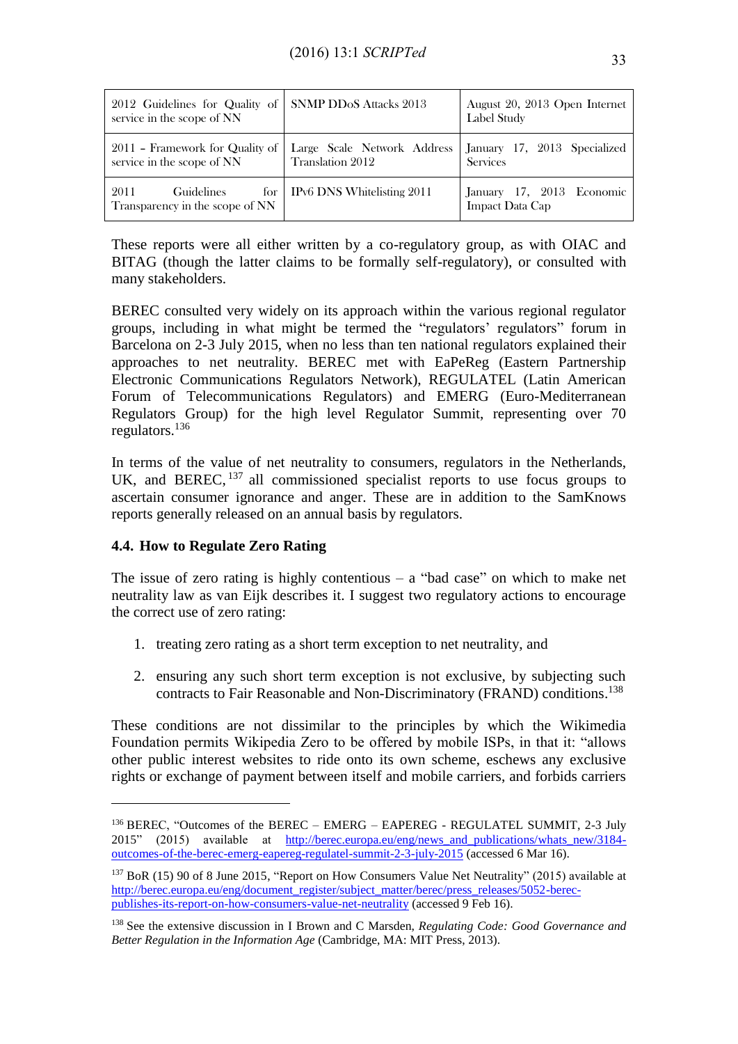| | | |
|---|---|---|
| 2012 Guidelines for Quality of service in the scope of NN | SNMP DDoS Attacks 2013 | August 20, 2013 Open Internet Label Study |
| 2011 – Framework for Quality of service in the scope of NN | Large Scale Network Address Translation 2012 | January 17, 2013 Specialized Services |
| 2011 Guidelines for Transparency in the scope of NN | IPv6 DNS Whitelisting 2011 | January 17, 2013 Economic Impact Data Cap |

These reports were all either written by a co-regulatory group, as with OIAC and BITAG (though the latter claims to be formally self-regulatory), or consulted with many stakeholders.

BEREC consulted very widely on its approach within the various regional regulator groups, including in what might be termed the "regulators' regulators" forum in Barcelona on 2-3 July 2015, when no less than ten national regulators explained their approaches to net neutrality. BEREC met with EaPeReg (Eastern Partnership Electronic Communications Regulators Network), REGULATEL (Latin American Forum of Telecommunications Regulators) and EMERG (Euro-Mediterranean Regulators Group) for the high level Regulator Summit, representing over 70 regulators.[136]

In terms of the value of net neutrality to consumers, regulators in the Netherlands, UK, and BEREC,[137] all commissioned specialist reports to use focus groups to ascertain consumer ignorance and anger. These are in addition to the SamKnows reports generally released on an annual basis by regulators.

### 4.4. How to Regulate Zero Rating

The issue of zero rating is highly contentious – a "bad case" on which to make net neutrality law as van Eijk describes it. I suggest two regulatory actions to encourage the correct use of zero rating:

1. treating zero rating as a short term exception to net neutrality, and
2. ensuring any such short term exception is not exclusive, by subjecting such contracts to Fair Reasonable and Non-Discriminatory (FRAND) conditions.[138]

These conditions are not dissimilar to the principles by which the Wikimedia Foundation permits Wikipedia Zero to be offered by mobile ISPs, in that it: "allows other public interest websites to ride onto its own scheme, eschews any exclusive rights or exchange of payment between itself and mobile carriers, and forbids carriers

---

[136] BEREC, "Outcomes of the BEREC – EMERG – EAPEREG - REGULATEL SUMMIT, 2-3 July 2015" (2015) available at http://berec.europa.eu/eng/news_and_publications/whats_new/3184-outcomes-of-the-berec-emerg-eapereg-regulatel-summit-2-3-july-2015 (accessed 6 Mar 16).

[137] BoR (15) 90 of 8 June 2015, "Report on How Consumers Value Net Neutrality" (2015) available at http://berec.europa.eu/eng/document_register/subject_matter/berec/press_releases/5052-berec-publishes-its-report-on-how-consumers-value-net-neutrality (accessed 9 Feb 16).

[138] See the extensive discussion in I Brown and C Marsden, *Regulating Code: Good Governance and Better Regulation in the Information Age* (Cambridge, MA: MIT Press, 2013).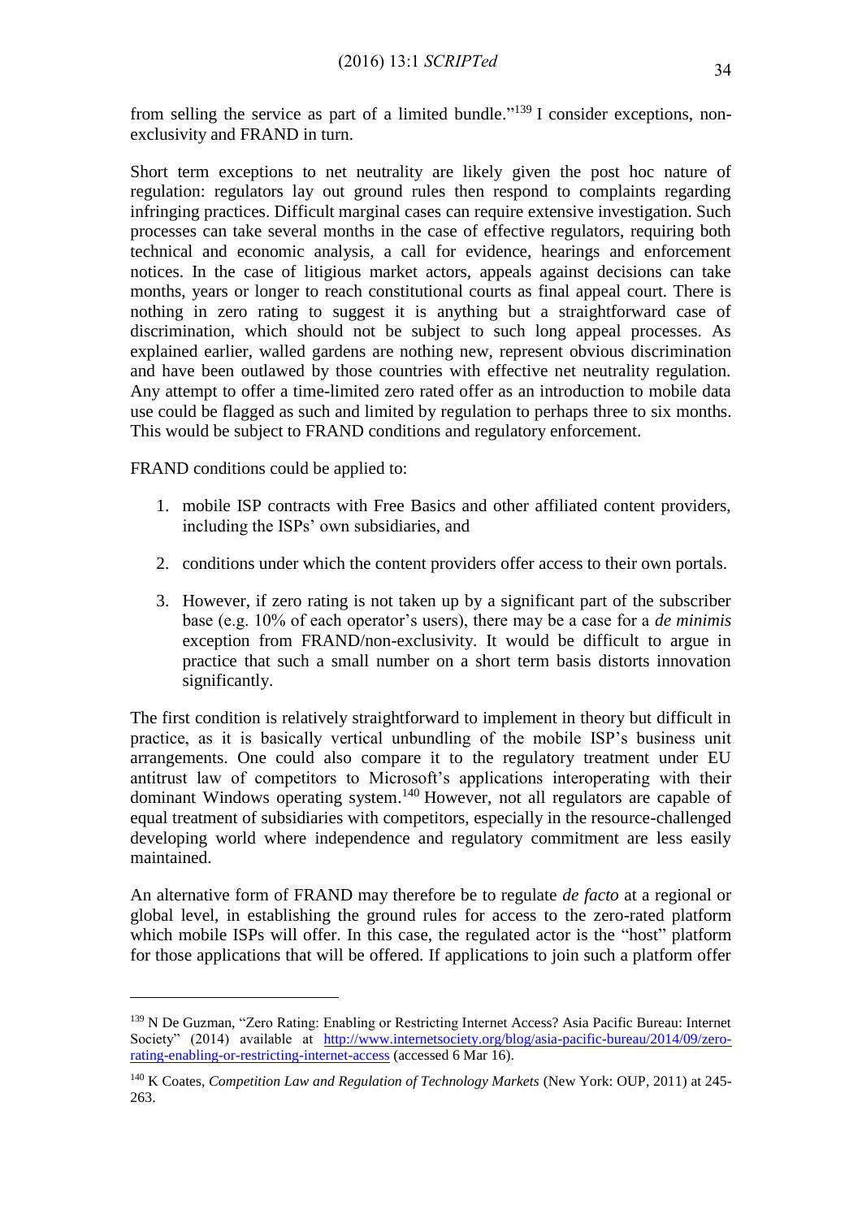from selling the service as part of a limited bundle."[139] I consider exceptions, non-exclusivity and FRAND in turn.

Short term exceptions to net neutrality are likely given the post hoc nature of regulation: regulators lay out ground rules then respond to complaints regarding infringing practices. Difficult marginal cases can require extensive investigation. Such processes can take several months in the case of effective regulators, requiring both technical and economic analysis, a call for evidence, hearings and enforcement notices. In the case of litigious market actors, appeals against decisions can take months, years or longer to reach constitutional courts as final appeal court. There is nothing in zero rating to suggest it is anything but a straightforward case of discrimination, which should not be subject to such long appeal processes. As explained earlier, walled gardens are nothing new, represent obvious discrimination and have been outlawed by those countries with effective net neutrality regulation. Any attempt to offer a time-limited zero rated offer as an introduction to mobile data use could be flagged as such and limited by regulation to perhaps three to six months. This would be subject to FRAND conditions and regulatory enforcement.

FRAND conditions could be applied to:

1. mobile ISP contracts with Free Basics and other affiliated content providers, including the ISPs' own subsidiaries, and
2. conditions under which the content providers offer access to their own portals.
3. However, if zero rating is not taken up by a significant part of the subscriber base (e.g. 10% of each operator's users), there may be a case for a *de minimis* exception from FRAND/non-exclusivity. It would be difficult to argue in practice that such a small number on a short term basis distorts innovation significantly.

The first condition is relatively straightforward to implement in theory but difficult in practice, as it is basically vertical unbundling of the mobile ISP's business unit arrangements. One could also compare it to the regulatory treatment under EU antitrust law of competitors to Microsoft's applications interoperating with their dominant Windows operating system.[140] However, not all regulators are capable of equal treatment of subsidiaries with competitors, especially in the resource-challenged developing world where independence and regulatory commitment are less easily maintained.

An alternative form of FRAND may therefore be to regulate *de facto* at a regional or global level, in establishing the ground rules for access to the zero-rated platform which mobile ISPs will offer. In this case, the regulated actor is the "host" platform for those applications that will be offered. If applications to join such a platform offer

---

[139] N De Guzman, "Zero Rating: Enabling or Restricting Internet Access? Asia Pacific Bureau: Internet Society" (2014) available at http://www.internetsociety.org/blog/asia-pacific-bureau/2014/09/zero-rating-enabling-or-restricting-internet-access (accessed 6 Mar 16).

[140] K Coates, *Competition Law and Regulation of Technology Markets* (New York: OUP, 2011) at 245-263.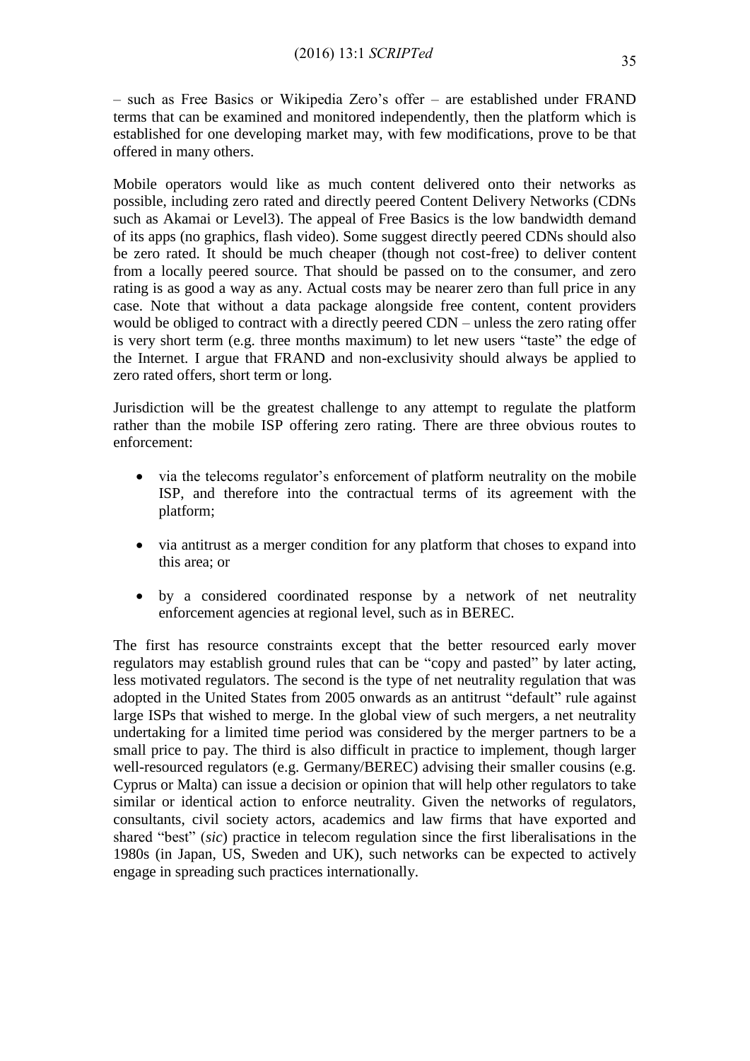– such as Free Basics or Wikipedia Zero's offer – are established under FRAND terms that can be examined and monitored independently, then the platform which is established for one developing market may, with few modifications, prove to be that offered in many others.

Mobile operators would like as much content delivered onto their networks as possible, including zero rated and directly peered Content Delivery Networks (CDNs such as Akamai or Level3). The appeal of Free Basics is the low bandwidth demand of its apps (no graphics, flash video). Some suggest directly peered CDNs should also be zero rated. It should be much cheaper (though not cost-free) to deliver content from a locally peered source. That should be passed on to the consumer, and zero rating is as good a way as any. Actual costs may be nearer zero than full price in any case. Note that without a data package alongside free content, content providers would be obliged to contract with a directly peered CDN – unless the zero rating offer is very short term (e.g. three months maximum) to let new users "taste" the edge of the Internet. I argue that FRAND and non-exclusivity should always be applied to zero rated offers, short term or long.

Jurisdiction will be the greatest challenge to any attempt to regulate the platform rather than the mobile ISP offering zero rating. There are three obvious routes to enforcement:

- via the telecoms regulator's enforcement of platform neutrality on the mobile ISP, and therefore into the contractual terms of its agreement with the platform;
- via antitrust as a merger condition for any platform that choses to expand into this area; or
- by a considered coordinated response by a network of net neutrality enforcement agencies at regional level, such as in BEREC.

The first has resource constraints except that the better resourced early mover regulators may establish ground rules that can be "copy and pasted" by later acting, less motivated regulators. The second is the type of net neutrality regulation that was adopted in the United States from 2005 onwards as an antitrust "default" rule against large ISPs that wished to merge. In the global view of such mergers, a net neutrality undertaking for a limited time period was considered by the merger partners to be a small price to pay. The third is also difficult in practice to implement, though larger well-resourced regulators (e.g. Germany/BEREC) advising their smaller cousins (e.g. Cyprus or Malta) can issue a decision or opinion that will help other regulators to take similar or identical action to enforce neutrality. Given the networks of regulators, consultants, civil society actors, academics and law firms that have exported and shared "best" (*sic*) practice in telecom regulation since the first liberalisations in the 1980s (in Japan, US, Sweden and UK), such networks can be expected to actively engage in spreading such practices internationally.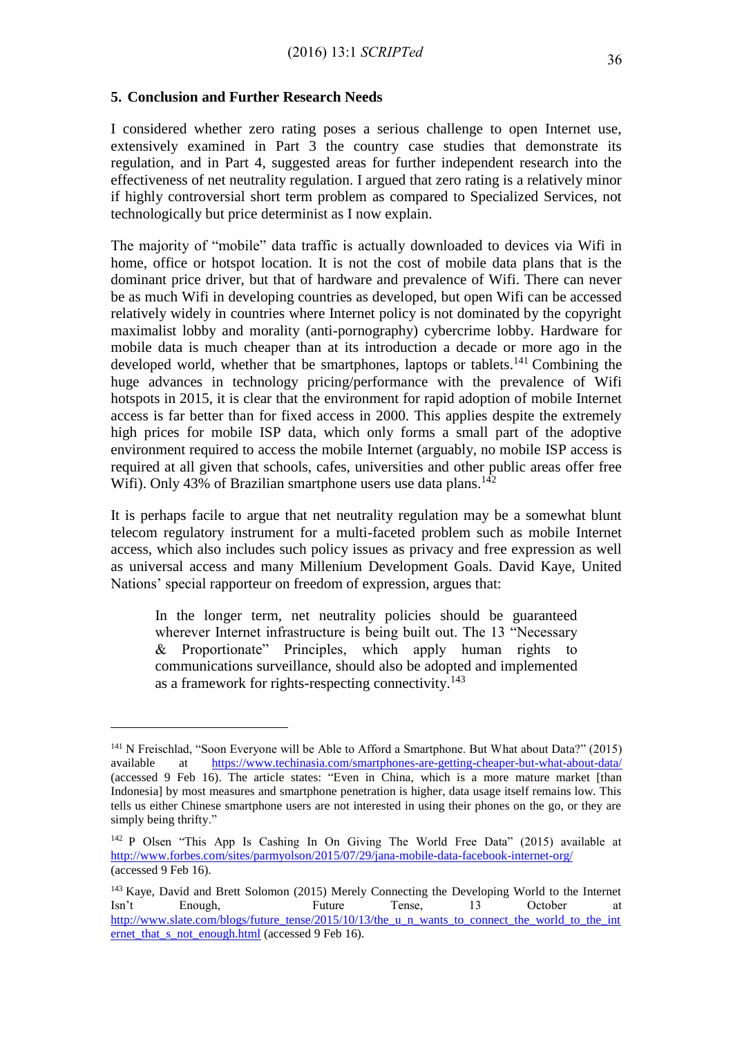## 5. Conclusion and Further Research Needs

I considered whether zero rating poses a serious challenge to open Internet use, extensively examined in Part 3 the country case studies that demonstrate its regulation, and in Part 4, suggested areas for further independent research into the effectiveness of net neutrality regulation. I argued that zero rating is a relatively minor if highly controversial short term problem as compared to Specialized Services, not technologically but price determinist as I now explain.

The majority of "mobile" data traffic is actually downloaded to devices via Wifi in home, office or hotspot location. It is not the cost of mobile data plans that is the dominant price driver, but that of hardware and prevalence of Wifi. There can never be as much Wifi in developing countries as developed, but open Wifi can be accessed relatively widely in countries where Internet policy is not dominated by the copyright maximalist lobby and morality (anti-pornography) cybercrime lobby. Hardware for mobile data is much cheaper than at its introduction a decade or more ago in the developed world, whether that be smartphones, laptops or tablets.[141] Combining the huge advances in technology pricing/performance with the prevalence of Wifi hotspots in 2015, it is clear that the environment for rapid adoption of mobile Internet access is far better than for fixed access in 2000. This applies despite the extremely high prices for mobile ISP data, which only forms a small part of the adoptive environment required to access the mobile Internet (arguably, no mobile ISP access is required at all given that schools, cafes, universities and other public areas offer free Wifi). Only 43% of Brazilian smartphone users use data plans.[142]

It is perhaps facile to argue that net neutrality regulation may be a somewhat blunt telecom regulatory instrument for a multi-faceted problem such as mobile Internet access, which also includes such policy issues as privacy and free expression as well as universal access and many Millenium Development Goals. David Kaye, United Nations' special rapporteur on freedom of expression, argues that:

> In the longer term, net neutrality policies should be guaranteed wherever Internet infrastructure is being built out. The 13 "Necessary & Proportionate" Principles, which apply human rights to communications surveillance, should also be adopted and implemented as a framework for rights-respecting connectivity.[143]

---

[141] N Freischlad, "Soon Everyone will be Able to Afford a Smartphone. But What about Data?" (2015) available at https://www.techinasia.com/smartphones-are-getting-cheaper-but-what-about-data/ (accessed 9 Feb 16). The article states: "Even in China, which is a more mature market [than Indonesia] by most measures and smartphone penetration is higher, data usage itself remains low. This tells us either Chinese smartphone users are not interested in using their phones on the go, or they are simply being thrifty."

[142] P Olsen "This App Is Cashing In On Giving The World Free Data" (2015) available at http://www.forbes.com/sites/parmyolson/2015/07/29/jana-mobile-data-facebook-internet-org/ (accessed 9 Feb 16).

[143] Kaye, David and Brett Solomon (2015) Merely Connecting the Developing World to the Internet Isn't Enough, Future Tense, 13 October at http://www.slate.com/blogs/future_tense/2015/10/13/the_u_n_wants_to_connect_the_world_to_the_internet_that_s_not_enough.html (accessed 9 Feb 16).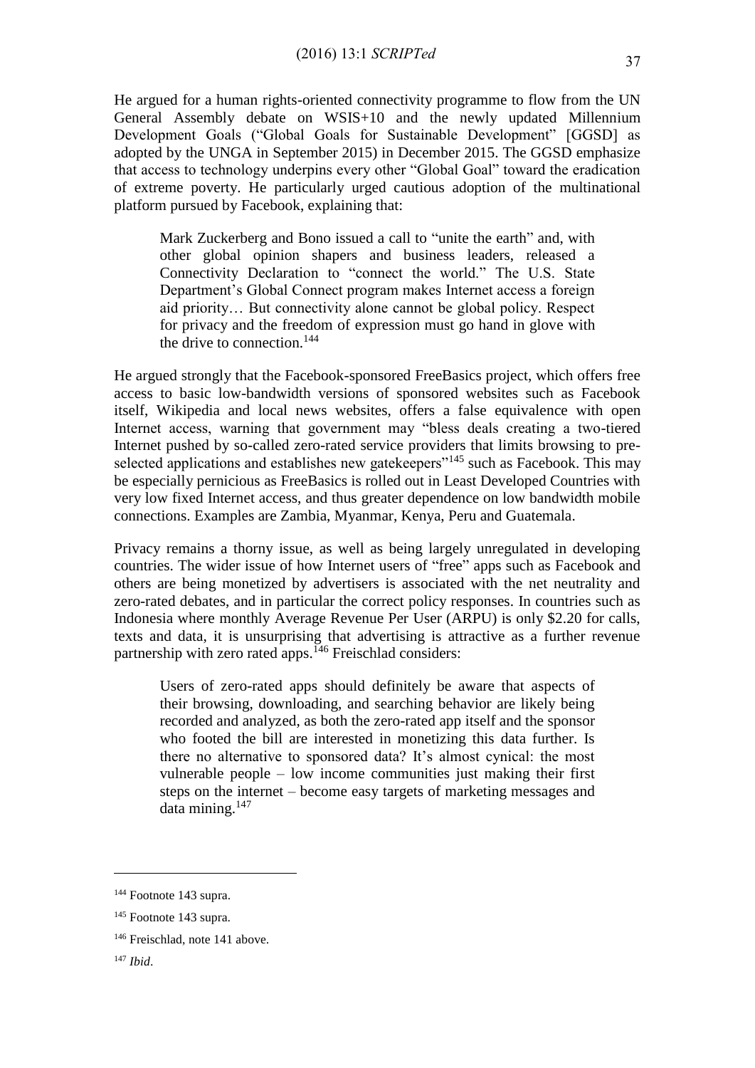He argued for a human rights-oriented connectivity programme to flow from the UN General Assembly debate on WSIS+10 and the newly updated Millennium Development Goals ("Global Goals for Sustainable Development" [GGSD] as adopted by the UNGA in September 2015) in December 2015. The GGSD emphasize that access to technology underpins every other "Global Goal" toward the eradication of extreme poverty. He particularly urged cautious adoption of the multinational platform pursued by Facebook, explaining that:

> Mark Zuckerberg and Bono issued a call to "unite the earth" and, with other global opinion shapers and business leaders, released a Connectivity Declaration to "connect the world." The U.S. State Department's Global Connect program makes Internet access a foreign aid priority… But connectivity alone cannot be global policy. Respect for privacy and the freedom of expression must go hand in glove with the drive to connection.[144]

He argued strongly that the Facebook-sponsored FreeBasics project, which offers free access to basic low-bandwidth versions of sponsored websites such as Facebook itself, Wikipedia and local news websites, offers a false equivalence with open Internet access, warning that government may "bless deals creating a two-tiered Internet pushed by so-called zero-rated service providers that limits browsing to pre-selected applications and establishes new gatekeepers"[145] such as Facebook. This may be especially pernicious as FreeBasics is rolled out in Least Developed Countries with very low fixed Internet access, and thus greater dependence on low bandwidth mobile connections. Examples are Zambia, Myanmar, Kenya, Peru and Guatemala.

Privacy remains a thorny issue, as well as being largely unregulated in developing countries. The wider issue of how Internet users of "free" apps such as Facebook and others are being monetized by advertisers is associated with the net neutrality and zero-rated debates, and in particular the correct policy responses. In countries such as Indonesia where monthly Average Revenue Per User (ARPU) is only $2.20 for calls, texts and data, it is unsurprising that advertising is attractive as a further revenue partnership with zero rated apps.[146] Freischlad considers:

> Users of zero-rated apps should definitely be aware that aspects of their browsing, downloading, and searching behavior are likely being recorded and analyzed, as both the zero-rated app itself and the sponsor who footed the bill are interested in monetizing this data further. Is there no alternative to sponsored data? It's almost cynical: the most vulnerable people – low income communities just making their first steps on the internet – become easy targets of marketing messages and data mining.[147]

---

[144] Footnote 143 supra.

[145] Footnote 143 supra.

[146] Freischlad, note 141 above.

[147] *Ibid*.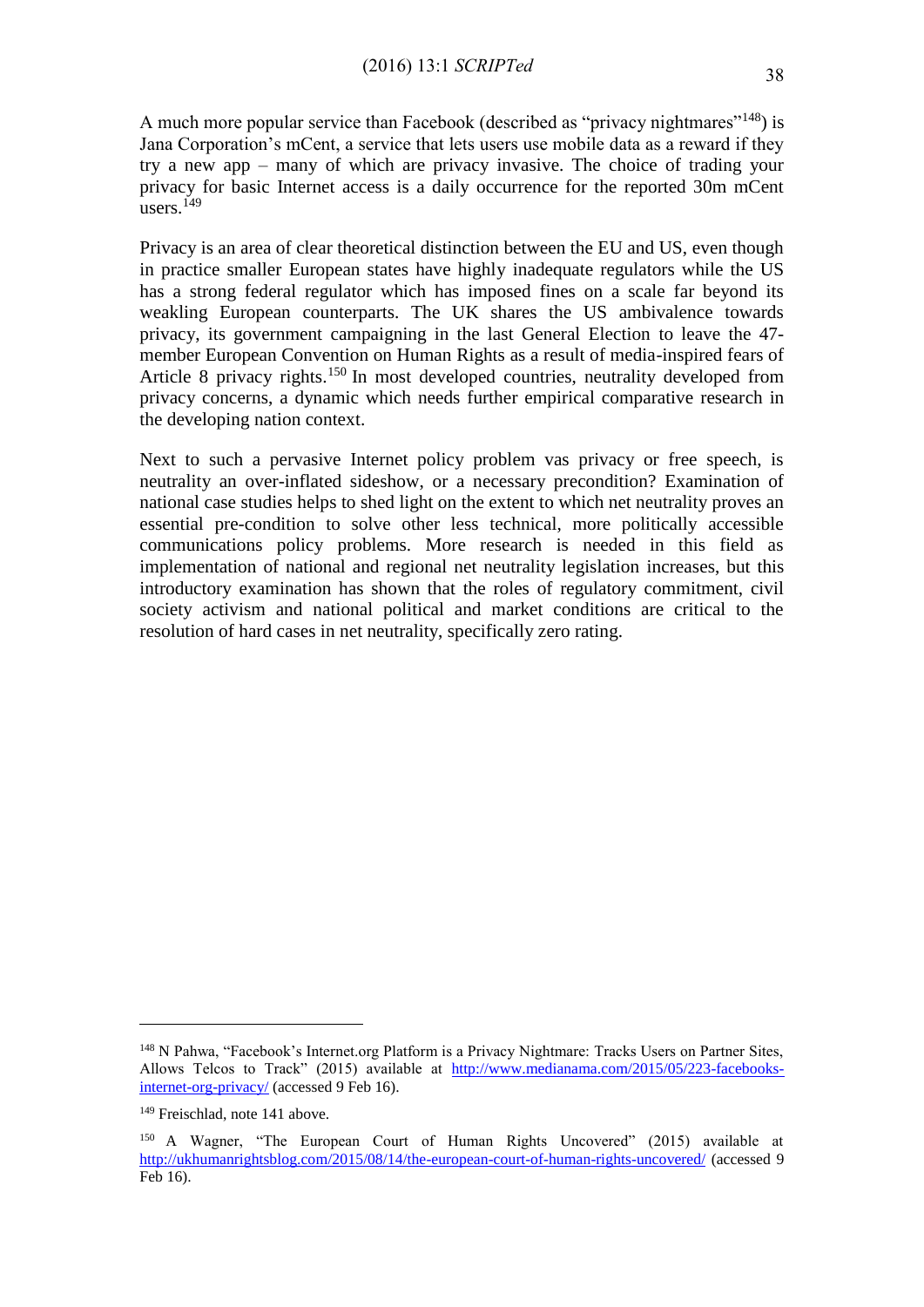A much more popular service than Facebook (described as "privacy nightmares"[148]) is Jana Corporation's mCent, a service that lets users use mobile data as a reward if they try a new app – many of which are privacy invasive. The choice of trading your privacy for basic Internet access is a daily occurrence for the reported 30m mCent users.[149]

Privacy is an area of clear theoretical distinction between the EU and US, even though in practice smaller European states have highly inadequate regulators while the US has a strong federal regulator which has imposed fines on a scale far beyond its weakling European counterparts. The UK shares the US ambivalence towards privacy, its government campaigning in the last General Election to leave the 47-member European Convention on Human Rights as a result of media-inspired fears of Article 8 privacy rights.[150] In most developed countries, neutrality developed from privacy concerns, a dynamic which needs further empirical comparative research in the developing nation context.

Next to such a pervasive Internet policy problem vas privacy or free speech, is neutrality an over-inflated sideshow, or a necessary precondition? Examination of national case studies helps to shed light on the extent to which net neutrality proves an essential pre-condition to solve other less technical, more politically accessible communications policy problems. More research is needed in this field as implementation of national and regional net neutrality legislation increases, but this introductory examination has shown that the roles of regulatory commitment, civil society activism and national political and market conditions are critical to the resolution of hard cases in net neutrality, specifically zero rating.

---

[148] N Pahwa, "Facebook's Internet.org Platform is a Privacy Nightmare: Tracks Users on Partner Sites, Allows Telcos to Track" (2015) available at http://www.medianama.com/2015/05/223-facebooks-internet-org-privacy/ (accessed 9 Feb 16).

[149] Freischlad, note 141 above.

[150] A Wagner, "The European Court of Human Rights Uncovered" (2015) available at http://ukhumanrightsblog.com/2015/08/14/the-european-court-of-human-rights-uncovered/ (accessed 9 Feb 16).